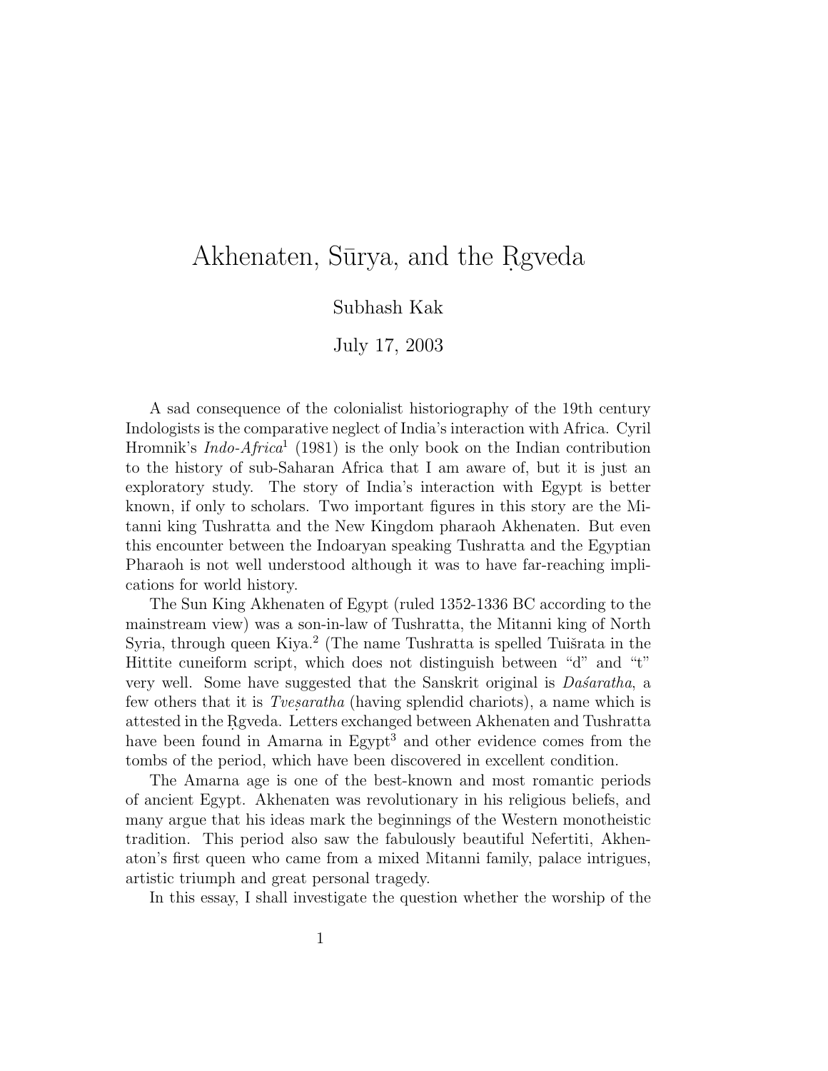# Akhenaten, Sūrya, and the Ṛgveda

Subhash Kak

July 17, 2003

A sad consequence of the colonialist historiography of the 19th century Indologists is the comparative neglect of India's interaction with Africa. Cyril Hromnik's *Indo-Africa*[1] (1981) is the only book on the Indian contribution to the history of sub-Saharan Africa that I am aware of, but it is just an exploratory study. The story of India's interaction with Egypt is better known, if only to scholars. Two important figures in this story are the Mitanni king Tushratta and the New Kingdom pharaoh Akhenaten. But even this encounter between the Indoaryan speaking Tushratta and the Egyptian Pharaoh is not well understood although it was to have far-reaching implications for world history.

The Sun King Akhenaten of Egypt (ruled 1352-1336 BC according to the mainstream view) was a son-in-law of Tushratta, the Mitanni king of North Syria, through queen Kiya.[2] (The name Tushratta is spelled Tuišrata in the Hittite cuneiform script, which does not distinguish between "d" and "t" very well. Some have suggested that the Sanskrit original is *Daśaratha*, a few others that it is *Tveṣaratha* (having splendid chariots), a name which is attested in the Ṛgveda. Letters exchanged between Akhenaten and Tushratta have been found in Amarna in Egypt[3] and other evidence comes from the tombs of the period, which have been discovered in excellent condition.

The Amarna age is one of the best-known and most romantic periods of ancient Egypt. Akhenaten was revolutionary in his religious beliefs, and many argue that his ideas mark the beginnings of the Western monotheistic tradition. This period also saw the fabulously beautiful Nefertiti, Akhenaton's first queen who came from a mixed Mitanni family, palace intrigues, artistic triumph and great personal tragedy.

In this essay, I shall investigate the question whether the worship of the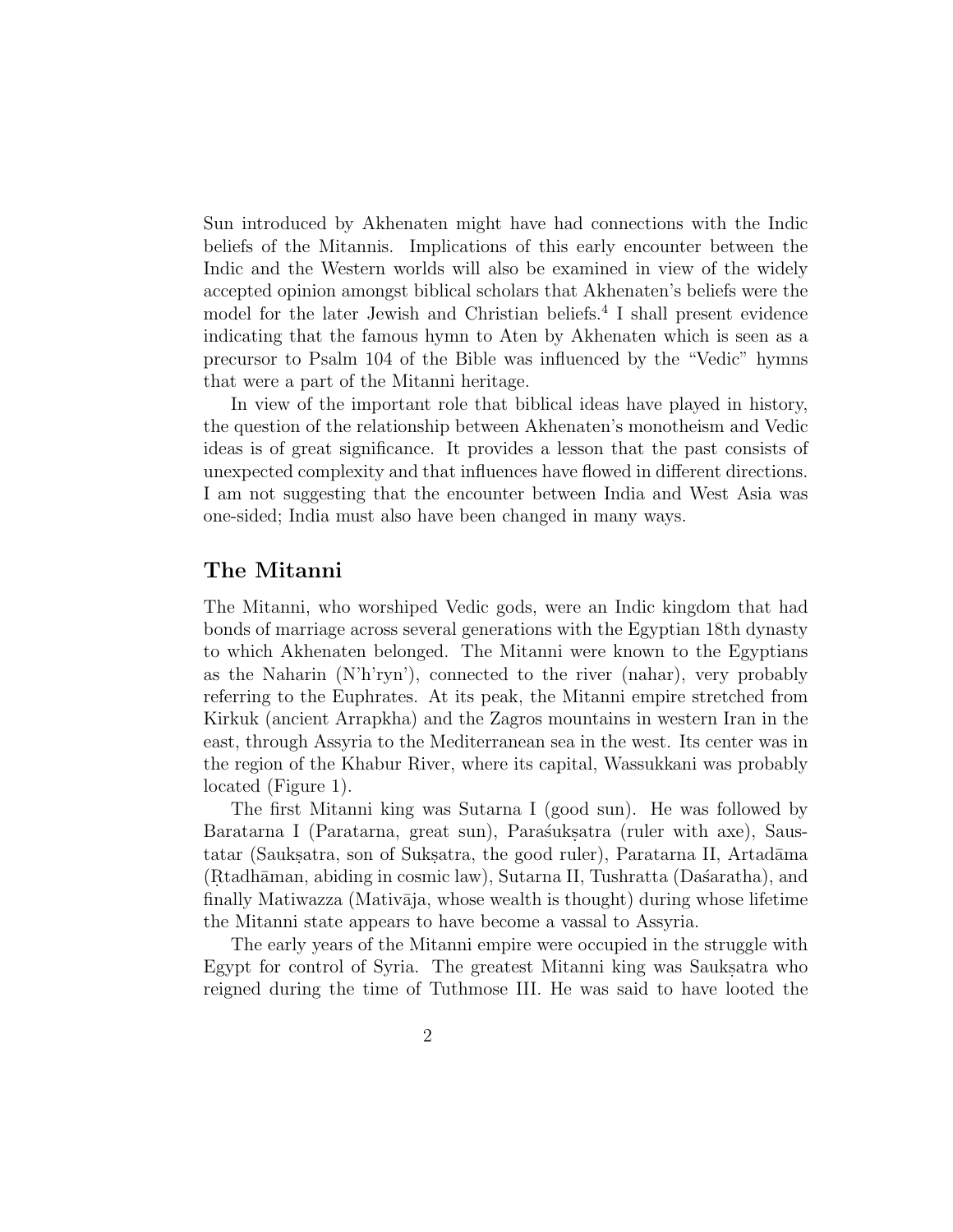Sun introduced by Akhenaten might have had connections with the Indic beliefs of the Mitannis. Implications of this early encounter between the Indic and the Western worlds will also be examined in view of the widely accepted opinion amongst biblical scholars that Akhenaten's beliefs were the model for the later Jewish and Christian beliefs.[4] I shall present evidence indicating that the famous hymn to Aten by Akhenaten which is seen as a precursor to Psalm 104 of the Bible was influenced by the "Vedic" hymns that were a part of the Mitanni heritage.

In view of the important role that biblical ideas have played in history, the question of the relationship between Akhenaten's monotheism and Vedic ideas is of great significance. It provides a lesson that the past consists of unexpected complexity and that influences have flowed in different directions. I am not suggesting that the encounter between India and West Asia was one-sided; India must also have been changed in many ways.

## The Mitanni

The Mitanni, who worshiped Vedic gods, were an Indic kingdom that had bonds of marriage across several generations with the Egyptian 18th dynasty to which Akhenaten belonged. The Mitanni were known to the Egyptians as the Naharin (N'h'ryn'), connected to the river (nahar), very probably referring to the Euphrates. At its peak, the Mitanni empire stretched from Kirkuk (ancient Arrapkha) and the Zagros mountains in western Iran in the east, through Assyria to the Mediterranean sea in the west. Its center was in the region of the Khabur River, where its capital, Wassukkani was probably located (Figure 1).

The first Mitanni king was Sutarna I (good sun). He was followed by Baratarna I (Paratarna, great sun), Paraśukṣatra (ruler with axe), Saustatar (Saukṣatra, son of Sukṣatra, the good ruler), Paratarna II, Artadāma (Ṛtadhāman, abiding in cosmic law), Sutarna II, Tushratta (Daśaratha), and finally Matiwazza (Mativāja, whose wealth is thought) during whose lifetime the Mitanni state appears to have become a vassal to Assyria.

The early years of the Mitanni empire were occupied in the struggle with Egypt for control of Syria. The greatest Mitanni king was Saukṣatra who reigned during the time of Tuthmose III. He was said to have looted the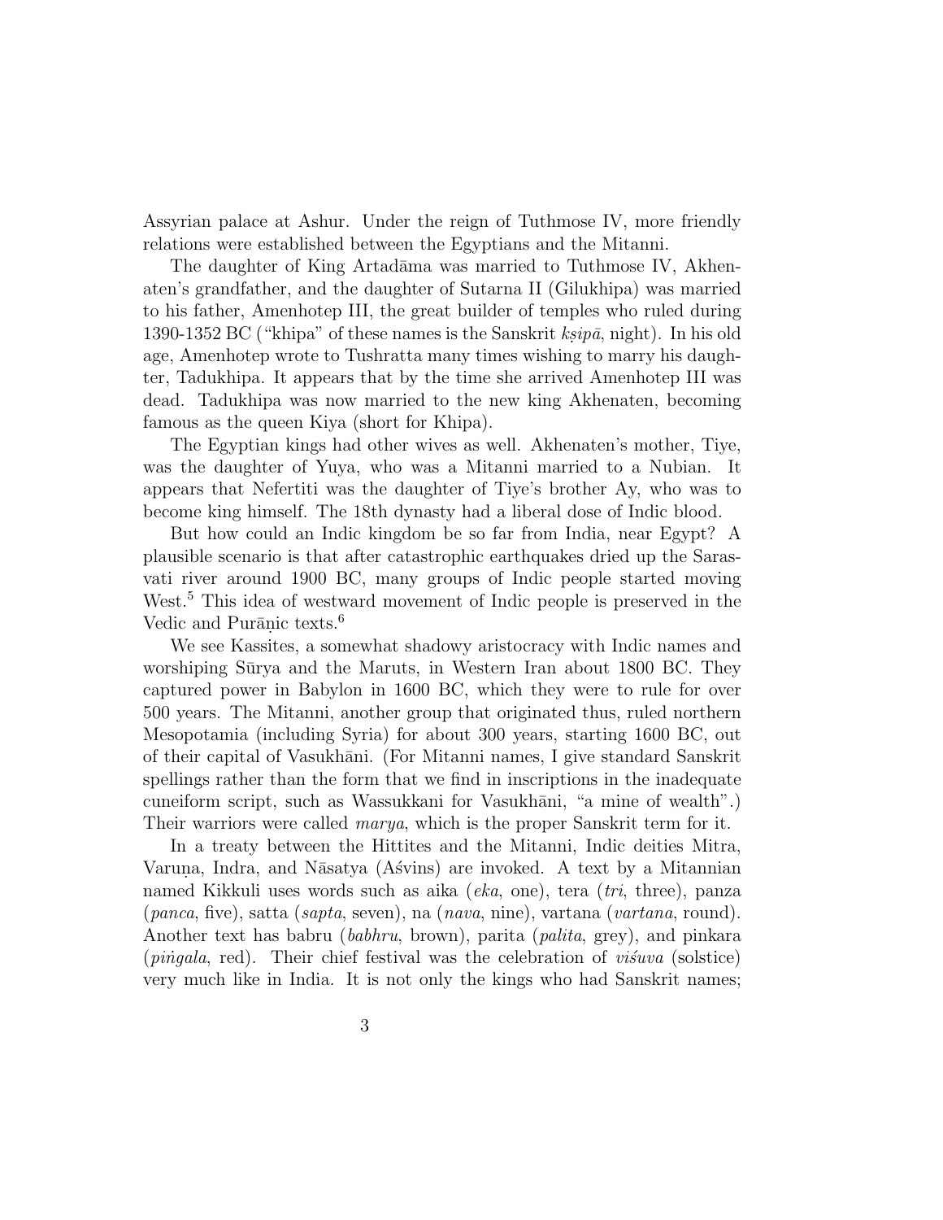Assyrian palace at Ashur. Under the reign of Tuthmose IV, more friendly relations were established between the Egyptians and the Mitanni.

The daughter of King Artadāma was married to Tuthmose IV, Akhenaten's grandfather, and the daughter of Sutarna II (Gilukhipa) was married to his father, Amenhotep III, the great builder of temples who ruled during 1390-1352 BC ("khipa" of these names is the Sanskrit *kṣipā*, night). In his old age, Amenhotep wrote to Tushratta many times wishing to marry his daughter, Tadukhipa. It appears that by the time she arrived Amenhotep III was dead. Tadukhipa was now married to the new king Akhenaten, becoming famous as the queen Kiya (short for Khipa).

The Egyptian kings had other wives as well. Akhenaten's mother, Tiye, was the daughter of Yuya, who was a Mitanni married to a Nubian. It appears that Nefertiti was the daughter of Tiye's brother Ay, who was to become king himself. The 18th dynasty had a liberal dose of Indic blood.

But how could an Indic kingdom be so far from India, near Egypt? A plausible scenario is that after catastrophic earthquakes dried up the Sarasvati river around 1900 BC, many groups of Indic people started moving West.[5] This idea of westward movement of Indic people is preserved in the Vedic and Purāṇic texts.[6]

We see Kassites, a somewhat shadowy aristocracy with Indic names and worshiping Sūrya and the Maruts, in Western Iran about 1800 BC. They captured power in Babylon in 1600 BC, which they were to rule for over 500 years. The Mitanni, another group that originated thus, ruled northern Mesopotamia (including Syria) for about 300 years, starting 1600 BC, out of their capital of Vasukhāni. (For Mitanni names, I give standard Sanskrit spellings rather than the form that we find in inscriptions in the inadequate cuneiform script, such as Wassukkani for Vasukhāni, "a mine of wealth".) Their warriors were called *marya*, which is the proper Sanskrit term for it.

In a treaty between the Hittites and the Mitanni, Indic deities Mitra, Varuṇa, Indra, and Nāsatya (Aśvins) are invoked. A text by a Mitannian named Kikkuli uses words such as aika (*eka*, one), tera (*tri*, three), panza (*panca*, five), satta (*sapta*, seven), na (*nava*, nine), vartana (*vartana*, round). Another text has babru (*babhru*, brown), parita (*palita*, grey), and pinkara (*piṅgala*, red). Their chief festival was the celebration of *viśuva* (solstice) very much like in India. It is not only the kings who had Sanskrit names;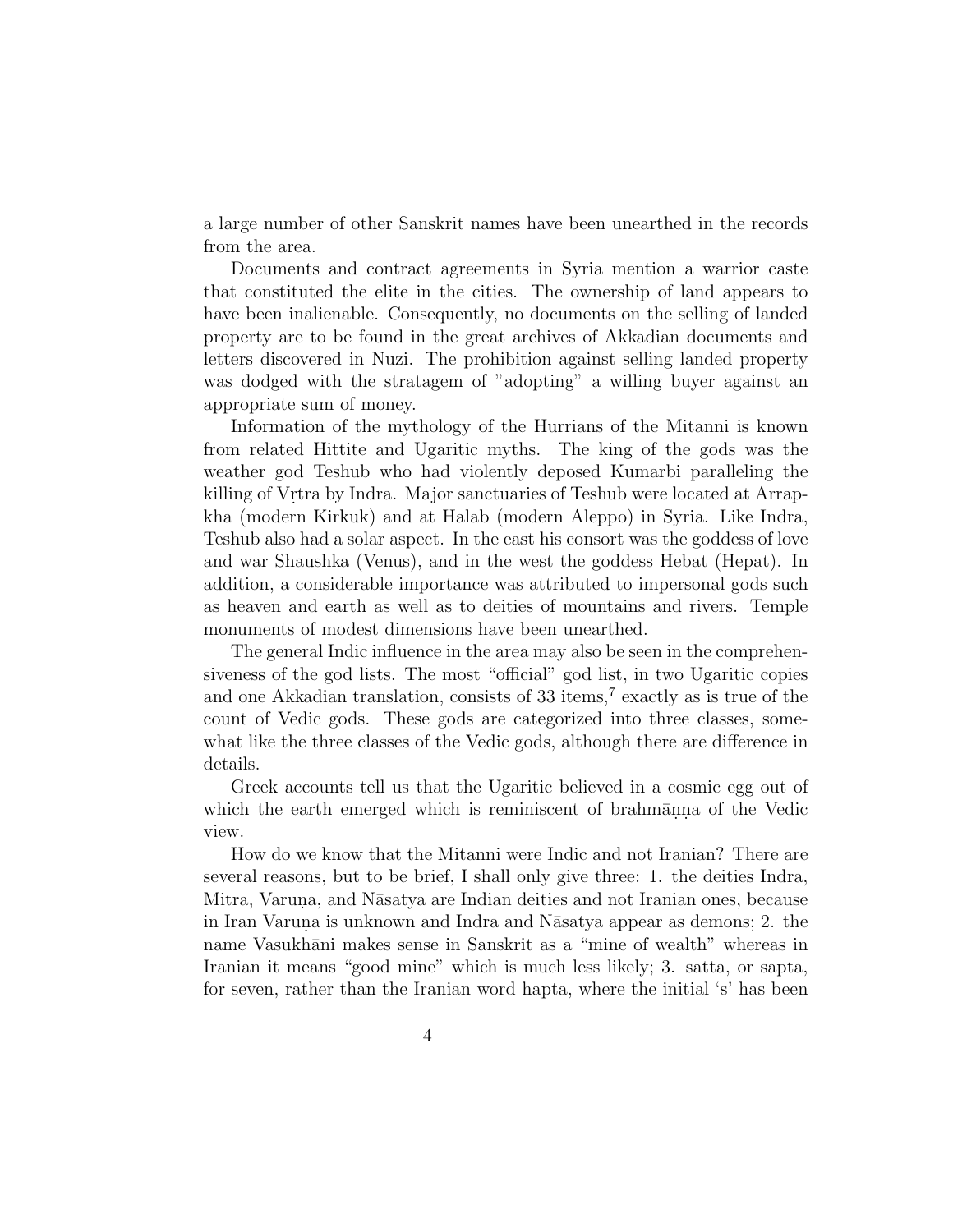a large number of other Sanskrit names have been unearthed in the records from the area.

Documents and contract agreements in Syria mention a warrior caste that constituted the elite in the cities. The ownership of land appears to have been inalienable. Consequently, no documents on the selling of landed property are to be found in the great archives of Akkadian documents and letters discovered in Nuzi. The prohibition against selling landed property was dodged with the stratagem of "adopting" a willing buyer against an appropriate sum of money.

Information of the mythology of the Hurrians of the Mitanni is known from related Hittite and Ugaritic myths. The king of the gods was the weather god Teshub who had violently deposed Kumarbi paralleling the killing of Vṛtra by Indra. Major sanctuaries of Teshub were located at Arrapkha (modern Kirkuk) and at Halab (modern Aleppo) in Syria. Like Indra, Teshub also had a solar aspect. In the east his consort was the goddess of love and war Shaushka (Venus), and in the west the goddess Hebat (Hepat). In addition, a considerable importance was attributed to impersonal gods such as heaven and earth as well as to deities of mountains and rivers. Temple monuments of modest dimensions have been unearthed.

The general Indic influence in the area may also be seen in the comprehensiveness of the god lists. The most "official" god list, in two Ugaritic copies and one Akkadian translation, consists of 33 items,[7] exactly as is true of the count of Vedic gods. These gods are categorized into three classes, somewhat like the three classes of the Vedic gods, although there are difference in details.

Greek accounts tell us that the Ugaritic believed in a cosmic egg out of which the earth emerged which is reminiscent of brahmāṇṇa of the Vedic view.

How do we know that the Mitanni were Indic and not Iranian? There are several reasons, but to be brief, I shall only give three: 1. the deities Indra, Mitra, Varuṇa, and Nāsatya are Indian deities and not Iranian ones, because in Iran Varuṇa is unknown and Indra and Nāsatya appear as demons; 2. the name Vasukhāni makes sense in Sanskrit as a "mine of wealth" whereas in Iranian it means "good mine" which is much less likely; 3. satta, or sapta, for seven, rather than the Iranian word hapta, where the initial 's' has been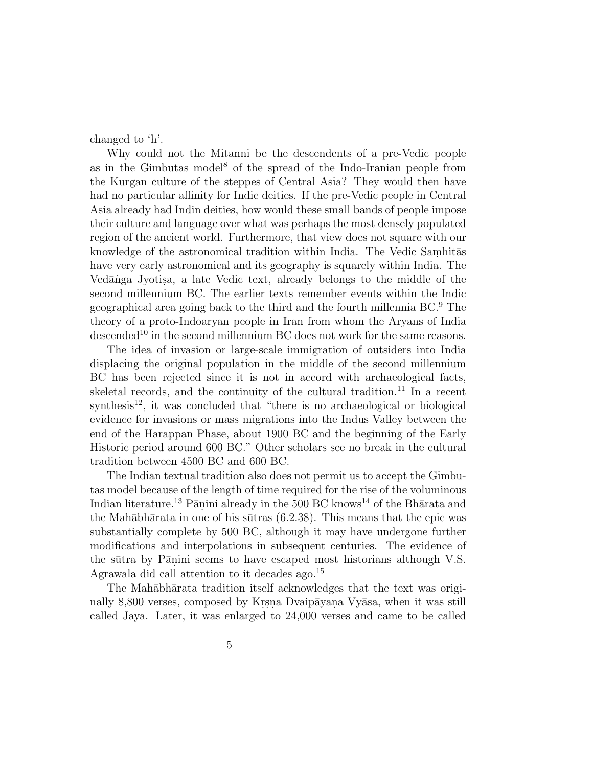changed to ‘h’.

Why could not the Mitanni be the descendents of a pre-Vedic people as in the Gimbutas model[8] of the spread of the Indo-Iranian people from the Kurgan culture of the steppes of Central Asia? They would then have had no particular affinity for Indic deities. If the pre-Vedic people in Central Asia already had Indin deities, how would these small bands of people impose their culture and language over what was perhaps the most densely populated region of the ancient world. Furthermore, that view does not square with our knowledge of the astronomical tradition within India. The Vedic Saṃhitās have very early astronomical and its geography is squarely within India. The Vedāṅga Jyotiṣa, a late Vedic text, already belongs to the middle of the second millennium BC. The earlier texts remember events within the Indic geographical area going back to the third and the fourth millennia BC.[9] The theory of a proto-Indoaryan people in Iran from whom the Aryans of India descended[10] in the second millennium BC does not work for the same reasons.

The idea of invasion or large-scale immigration of outsiders into India displacing the original population in the middle of the second millennium BC has been rejected since it is not in accord with archaeological facts, skeletal records, and the continuity of the cultural tradition.[11] In a recent synthesis[12], it was concluded that “there is no archaeological or biological evidence for invasions or mass migrations into the Indus Valley between the end of the Harappan Phase, about 1900 BC and the beginning of the Early Historic period around 600 BC.” Other scholars see no break in the cultural tradition between 4500 BC and 600 BC.

The Indian textual tradition also does not permit us to accept the Gimbutas model because of the length of time required for the rise of the voluminous Indian literature.[13] Pāṇini already in the 500 BC knows[14] of the Bhārata and the Mahābhārata in one of his sūtras (6.2.38). This means that the epic was substantially complete by 500 BC, although it may have undergone further modifications and interpolations in subsequent centuries. The evidence of the sūtra by Pāṇini seems to have escaped most historians although V.S. Agrawala did call attention to it decades ago.[15]

The Mahābhārata tradition itself acknowledges that the text was originally 8,800 verses, composed by Kṛṣṇa Dvaipāyaṇa Vyāsa, when it was still called Jaya. Later, it was enlarged to 24,000 verses and came to be called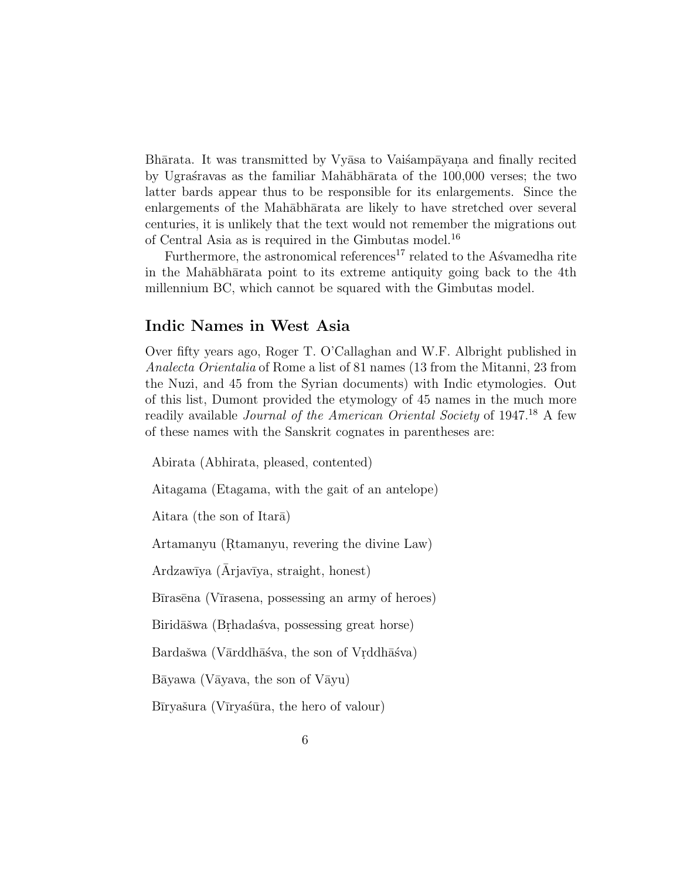Bhārata. It was transmitted by Vyāsa to Vaiśampāyaṇa and finally recited by Ugraśravas as the familiar Mahābhārata of the 100,000 verses; the two latter bards appear thus to be responsible for its enlargements. Since the enlargements of the Mahābhārata are likely to have stretched over several centuries, it is unlikely that the text would not remember the migrations out of Central Asia as is required in the Gimbutas model.[16]

Furthermore, the astronomical references[17] related to the Aśvamedha rite in the Mahābhārata point to its extreme antiquity going back to the 4th millennium BC, which cannot be squared with the Gimbutas model.

## Indic Names in West Asia

Over fifty years ago, Roger T. O'Callaghan and W.F. Albright published in *Analecta Orientalia* of Rome a list of 81 names (13 from the Mitanni, 23 from the Nuzi, and 45 from the Syrian documents) with Indic etymologies. Out of this list, Dumont provided the etymology of 45 names in the much more readily available *Journal of the American Oriental Society* of 1947.[18] A few of these names with the Sanskrit cognates in parentheses are:

Abirata (Abhirata, pleased, contented)

Aitagama (Etagama, with the gait of an antelope)

Aitara (the son of Itarā)

Artamanyu (Ṛtamanyu, revering the divine Law)

Ardzawīya (Ārjavīya, straight, honest)

Bīrasēna (Vīrasena, possessing an army of heroes)

Biridāšwa (Bṛhadaśva, possessing great horse)

Bardašwa (Vārddhāśva, the son of Vṛddhāśva)

Bāyawa (Vāyava, the son of Vāyu)

Bīryašura (Vīryaśūra, the hero of valour)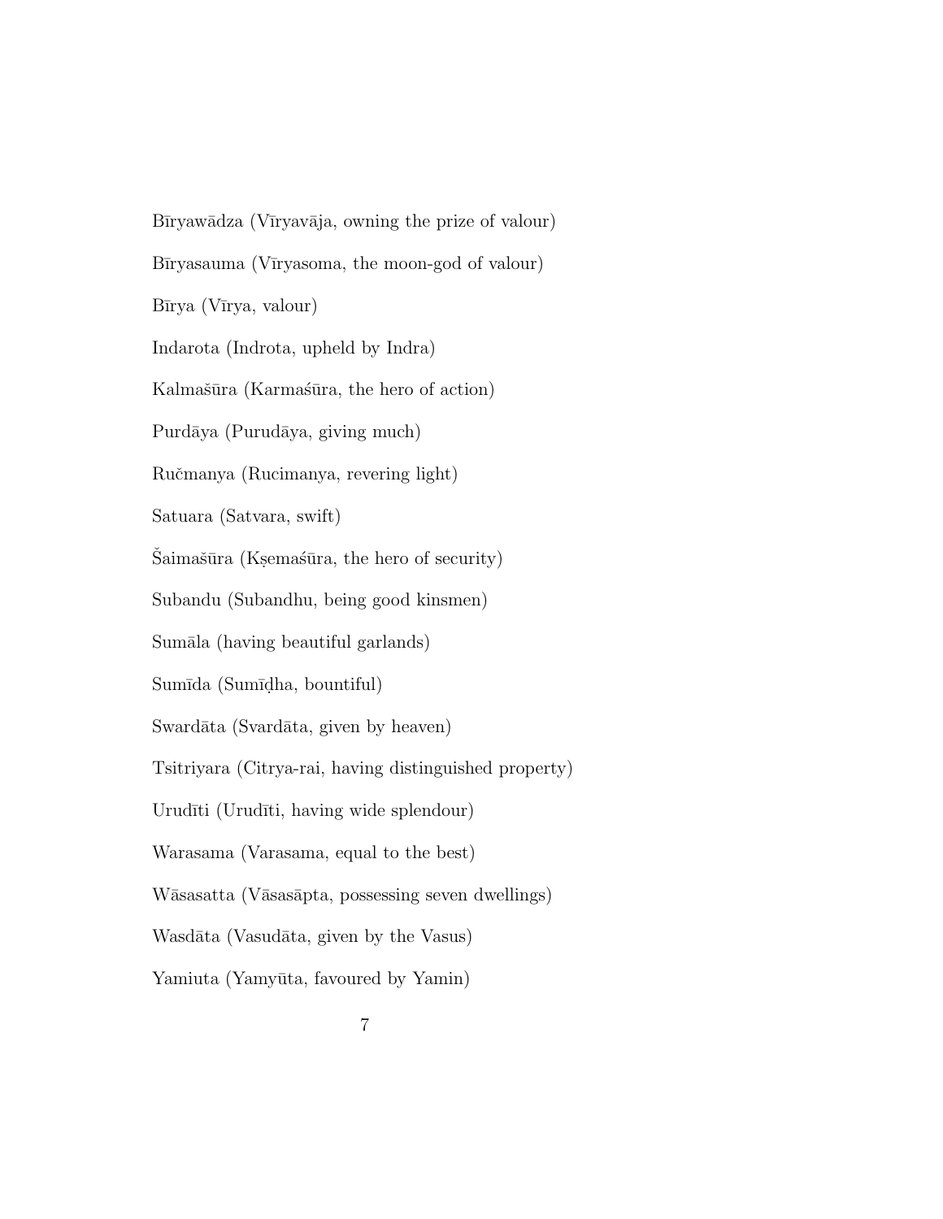Bīryawādza (Vīryavāja, owning the prize of valour)

Bīryasauma (Vīryasoma, the moon-god of valour)

Bīrya (Vīrya, valour)

Indarota (Indrota, upheld by Indra)

Kalmašūra (Karmaśūra, the hero of action)

Purdāya (Purudāya, giving much)

Ručmanya (Rucimanya, revering light)

Satuara (Satvara, swift)

Šaimašūra (Kṣemaśūra, the hero of security)

Subandu (Subandhu, being good kinsmen)

Sumāla (having beautiful garlands)

Sumīda (Sumīḍha, bountiful)

Swardāta (Svardāta, given by heaven)

Tsitriyara (Citrya-rai, having distinguished property)

Urudīti (Urudīti, having wide splendour)

Warasama (Varasama, equal to the best)

Wāsasatta (Vāsasāpta, possessing seven dwellings)

Wasdāta (Vasudāta, given by the Vasus)

Yamiuta (Yamyūta, favoured by Yamin)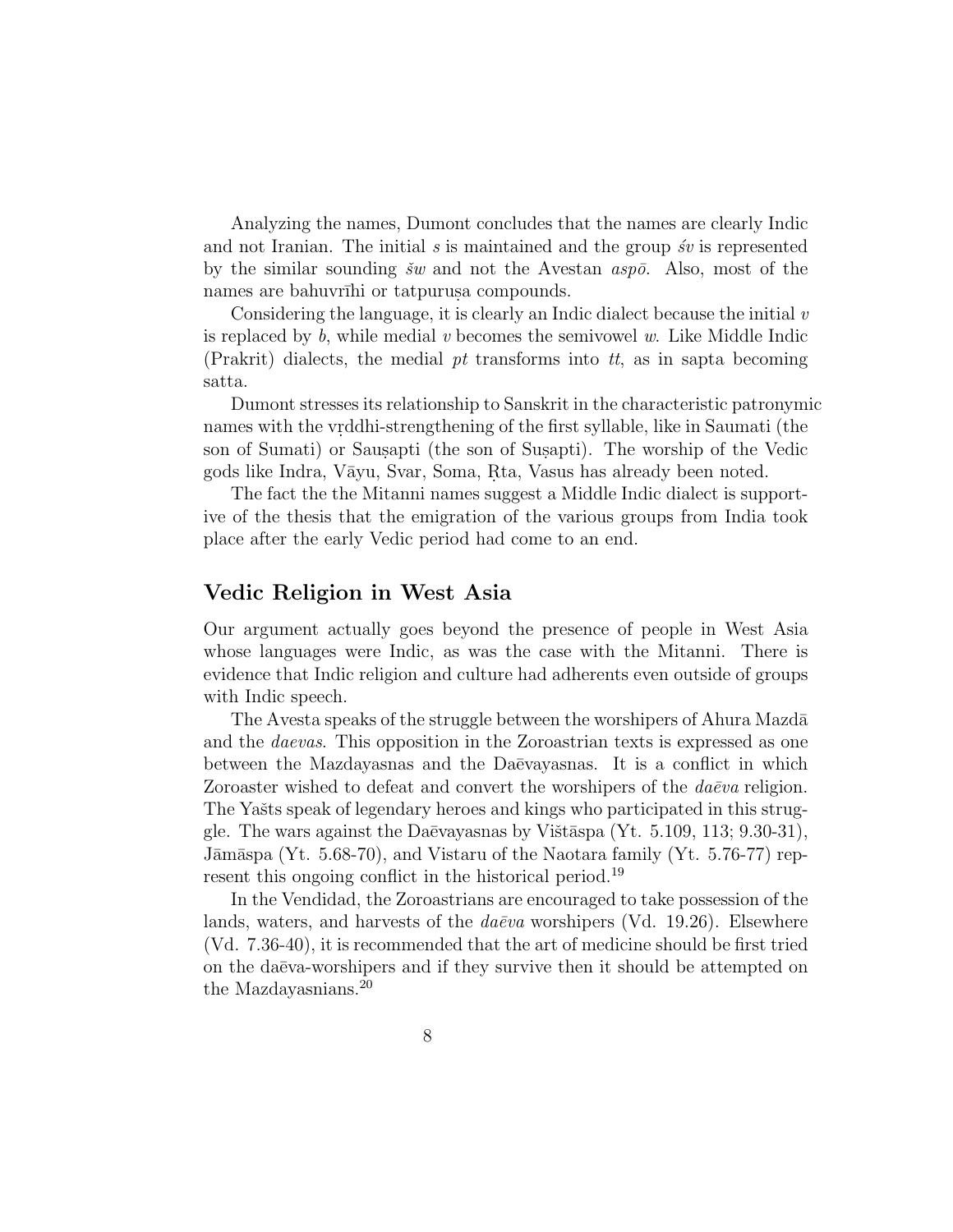Analyzing the names, Dumont concludes that the names are clearly Indic and not Iranian. The initial *s* is maintained and the group *śv* is represented by the similar sounding *šw* and not the Avestan *aspō*. Also, most of the names are bahuvrīhi or tatpuruṣa compounds.

Considering the language, it is clearly an Indic dialect because the initial *v* is replaced by *b*, while medial *v* becomes the semivowel *w*. Like Middle Indic (Prakrit) dialects, the medial *pt* transforms into *tt*, as in sapta becoming satta.

Dumont stresses its relationship to Sanskrit in the characteristic patronymic names with the vṛddhi-strengthening of the first syllable, like in Saumati (the son of Sumati) or Sauṣapti (the son of Suṣapti). The worship of the Vedic gods like Indra, Vāyu, Svar, Soma, Ṛta, Vasus has already been noted.

The fact the the Mitanni names suggest a Middle Indic dialect is supportive of the thesis that the emigration of the various groups from India took place after the early Vedic period had come to an end.

## Vedic Religion in West Asia

Our argument actually goes beyond the presence of people in West Asia whose languages were Indic, as was the case with the Mitanni. There is evidence that Indic religion and culture had adherents even outside of groups with Indic speech.

The Avesta speaks of the struggle between the worshipers of Ahura Mazdā and the *daevas*. This opposition in the Zoroastrian texts is expressed as one between the Mazdayasnas and the Daēvayasnas. It is a conflict in which Zoroaster wished to defeat and convert the worshipers of the *daēva* religion. The Yašts speak of legendary heroes and kings who participated in this struggle. The wars against the Daēvayasnas by Vištāspa (Yt. 5.109, 113; 9.30-31), Jāmāspa (Yt. 5.68-70), and Vistaru of the Naotara family (Yt. 5.76-77) represent this ongoing conflict in the historical period.[19]

In the Vendidad, the Zoroastrians are encouraged to take possession of the lands, waters, and harvests of the *daēva* worshipers (Vd. 19.26). Elsewhere (Vd. 7.36-40), it is recommended that the art of medicine should be first tried on the daēva-worshipers and if they survive then it should be attempted on the Mazdayasnians.[20]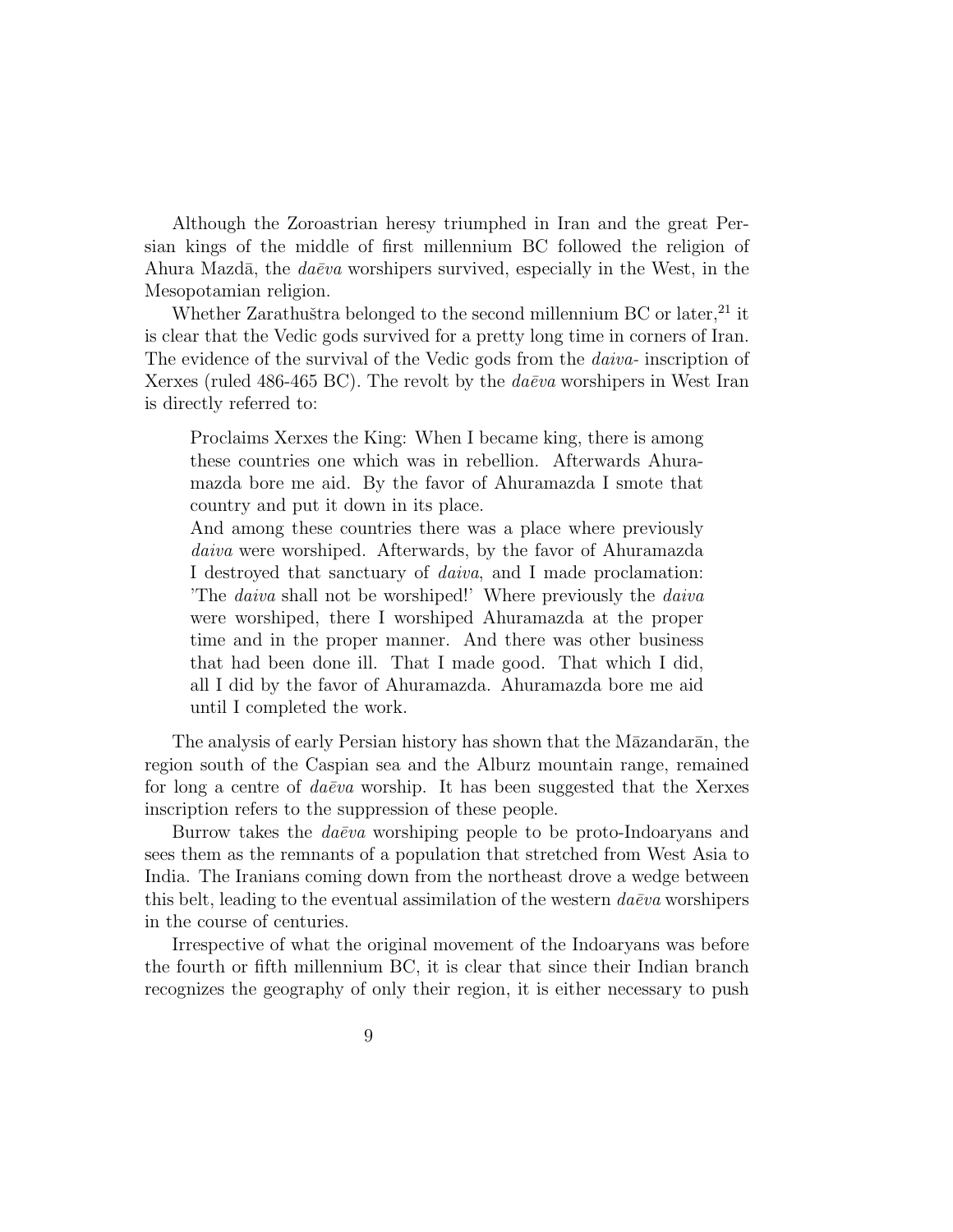Although the Zoroastrian heresy triumphed in Iran and the great Persian kings of the middle of first millennium BC followed the religion of Ahura Mazdā, the *daēva* worshipers survived, especially in the West, in the Mesopotamian religion.

Whether Zarathuštra belonged to the second millennium BC or later,[21] it is clear that the Vedic gods survived for a pretty long time in corners of Iran. The evidence of the survival of the Vedic gods from the *daiva*- inscription of Xerxes (ruled 486-465 BC). The revolt by the *daēva* worshipers in West Iran is directly referred to:

> Proclaims Xerxes the King: When I became king, there is among these countries one which was in rebellion. Afterwards Ahuramazda bore me aid. By the favor of Ahuramazda I smote that country and put it down in its place.
> And among these countries there was a place where previously *daiva* were worshiped. Afterwards, by the favor of Ahuramazda I destroyed that sanctuary of *daiva*, and I made proclamation: 'The *daiva* shall not be worshiped!' Where previously the *daiva* were worshiped, there I worshiped Ahuramazda at the proper time and in the proper manner. And there was other business that had been done ill. That I made good. That which I did, all I did by the favor of Ahuramazda. Ahuramazda bore me aid until I completed the work.

The analysis of early Persian history has shown that the Māzandarān, the region south of the Caspian sea and the Alburz mountain range, remained for long a centre of *daēva* worship. It has been suggested that the Xerxes inscription refers to the suppression of these people.

Burrow takes the *daēva* worshiping people to be proto-Indoaryans and sees them as the remnants of a population that stretched from West Asia to India. The Iranians coming down from the northeast drove a wedge between this belt, leading to the eventual assimilation of the western *daēva* worshipers in the course of centuries.

Irrespective of what the original movement of the Indoaryans was before the fourth or fifth millennium BC, it is clear that since their Indian branch recognizes the geography of only their region, it is either necessary to push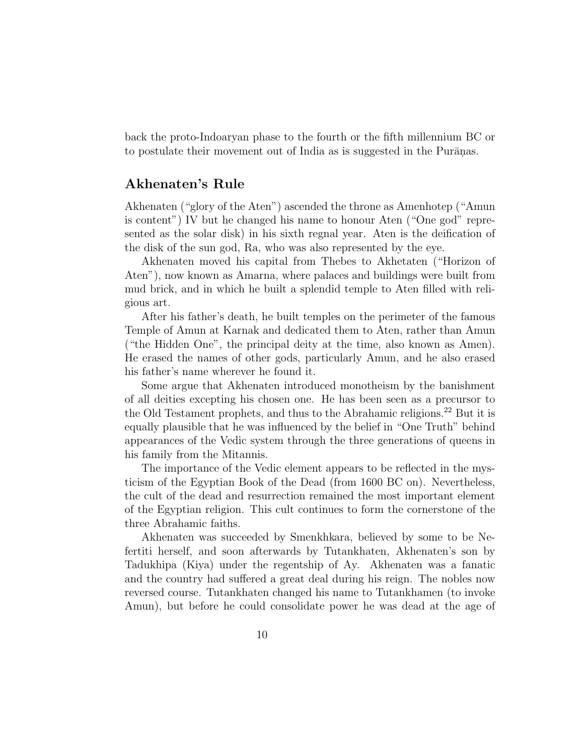back the proto-Indoaryan phase to the fourth or the fifth millennium BC or to postulate their movement out of India as is suggested in the Purāṇas.

## Akhenaten's Rule

Akhenaten ("glory of the Aten") ascended the throne as Amenhotep ("Amun is content") IV but he changed his name to honour Aten ("One god" represented as the solar disk) in his sixth regnal year. Aten is the deification of the disk of the sun god, Ra, who was also represented by the eye.

Akhenaten moved his capital from Thebes to Akhetaten ("Horizon of Aten"), now known as Amarna, where palaces and buildings were built from mud brick, and in which he built a splendid temple to Aten filled with religious art.

After his father's death, he built temples on the perimeter of the famous Temple of Amun at Karnak and dedicated them to Aten, rather than Amun ("the Hidden One", the principal deity at the time, also known as Amen). He erased the names of other gods, particularly Amun, and he also erased his father's name wherever he found it.

Some argue that Akhenaten introduced monotheism by the banishment of all deities excepting his chosen one. He has been seen as a precursor to the Old Testament prophets, and thus to the Abrahamic religions.[22] But it is equally plausible that he was influenced by the belief in "One Truth" behind appearances of the Vedic system through the three generations of queens in his family from the Mitannis.

The importance of the Vedic element appears to be reflected in the mysticism of the Egyptian Book of the Dead (from 1600 BC on). Nevertheless, the cult of the dead and resurrection remained the most important element of the Egyptian religion. This cult continues to form the cornerstone of the three Abrahamic faiths.

Akhenaten was succeeded by Smenkhkara, believed by some to be Nefertiti herself, and soon afterwards by Tutankhaten, Akhenaten's son by Tadukhipa (Kiya) under the regentship of Ay. Akhenaten was a fanatic and the country had suffered a great deal during his reign. The nobles now reversed course. Tutankhaten changed his name to Tutankhamen (to invoke Amun), but before he could consolidate power he was dead at the age of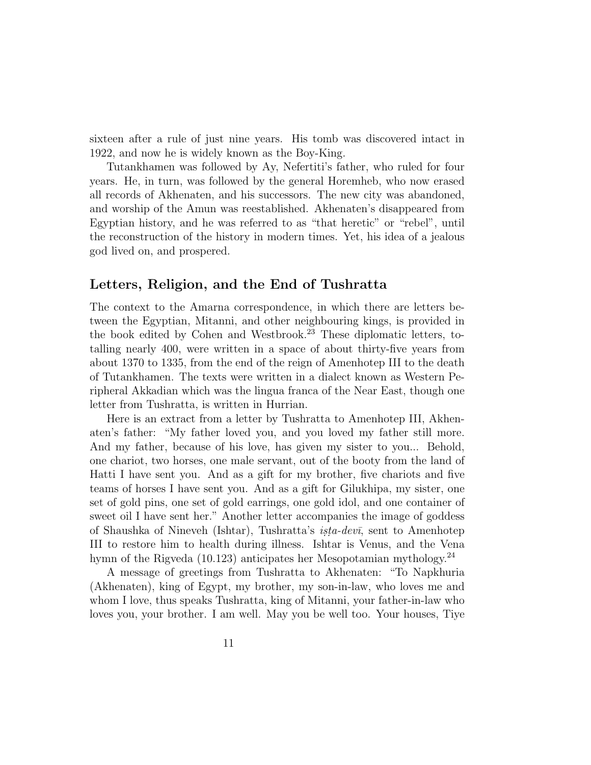sixteen after a rule of just nine years. His tomb was discovered intact in 1922, and now he is widely known as the Boy-King.

Tutankhamen was followed by Ay, Nefertiti's father, who ruled for four years. He, in turn, was followed by the general Horemheb, who now erased all records of Akhenaten, and his successors. The new city was abandoned, and worship of the Amun was reestablished. Akhenaten's disappeared from Egyptian history, and he was referred to as "that heretic" or "rebel", until the reconstruction of the history in modern times. Yet, his idea of a jealous god lived on, and prospered.

## Letters, Religion, and the End of Tushratta

The context to the Amarna correspondence, in which there are letters between the Egyptian, Mitanni, and other neighbouring kings, is provided in the book edited by Cohen and Westbrook.[23] These diplomatic letters, totalling nearly 400, were written in a space of about thirty-five years from about 1370 to 1335, from the end of the reign of Amenhotep III to the death of Tutankhamen. The texts were written in a dialect known as Western Peripheral Akkadian which was the lingua franca of the Near East, though one letter from Tushratta, is written in Hurrian.

Here is an extract from a letter by Tushratta to Amenhotep III, Akhenaten's father: "My father loved you, and you loved my father still more. And my father, because of his love, has given my sister to you... Behold, one chariot, two horses, one male servant, out of the booty from the land of Hatti I have sent you. And as a gift for my brother, five chariots and five teams of horses I have sent you. And as a gift for Gilukhipa, my sister, one set of gold pins, one set of gold earrings, one gold idol, and one container of sweet oil I have sent her." Another letter accompanies the image of goddess of Shaushka of Nineveh (Ishtar), Tushratta's *iṣṭa-devī*, sent to Amenhotep III to restore him to health during illness. Ishtar is Venus, and the Vena hymn of the Rigveda (10.123) anticipates her Mesopotamian mythology.[24]

A message of greetings from Tushratta to Akhenaten: "To Napkhuria (Akhenaten), king of Egypt, my brother, my son-in-law, who loves me and whom I love, thus speaks Tushratta, king of Mitanni, your father-in-law who loves you, your brother. I am well. May you be well too. Your houses, Tiye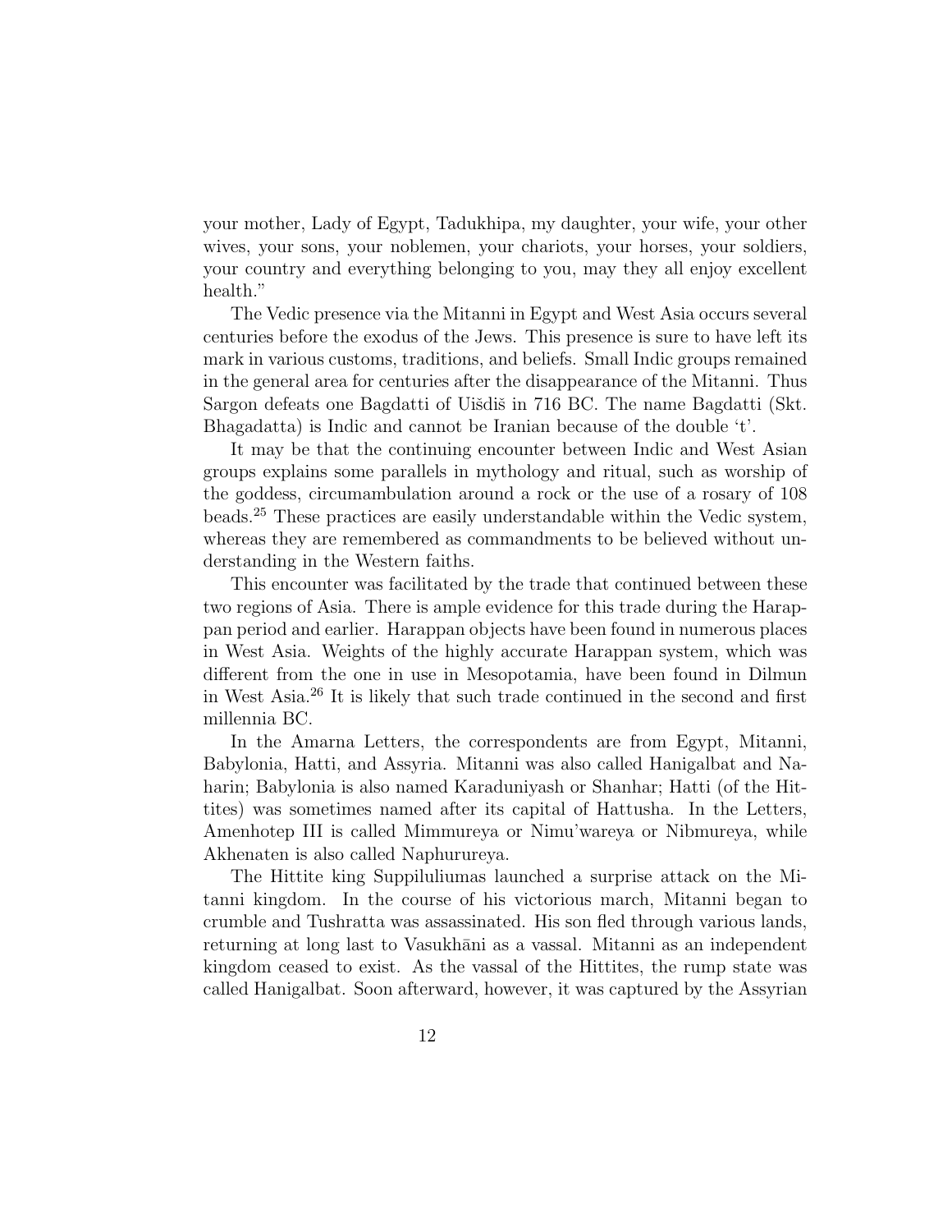your mother, Lady of Egypt, Tadukhipa, my daughter, your wife, your other wives, your sons, your noblemen, your chariots, your horses, your soldiers, your country and everything belonging to you, may they all enjoy excellent health."

The Vedic presence via the Mitanni in Egypt and West Asia occurs several centuries before the exodus of the Jews. This presence is sure to have left its mark in various customs, traditions, and beliefs. Small Indic groups remained in the general area for centuries after the disappearance of the Mitanni. Thus Sargon defeats one Bagdatti of Uišdiš in 716 BC. The name Bagdatti (Skt. Bhagadatta) is Indic and cannot be Iranian because of the double 't'.

It may be that the continuing encounter between Indic and West Asian groups explains some parallels in mythology and ritual, such as worship of the goddess, circumambulation around a rock or the use of a rosary of 108 beads.[25] These practices are easily understandable within the Vedic system, whereas they are remembered as commandments to be believed without understanding in the Western faiths.

This encounter was facilitated by the trade that continued between these two regions of Asia. There is ample evidence for this trade during the Harappan period and earlier. Harappan objects have been found in numerous places in West Asia. Weights of the highly accurate Harappan system, which was different from the one in use in Mesopotamia, have been found in Dilmun in West Asia.[26] It is likely that such trade continued in the second and first millennia BC.

In the Amarna Letters, the correspondents are from Egypt, Mitanni, Babylonia, Hatti, and Assyria. Mitanni was also called Hanigalbat and Naharin; Babylonia is also named Karaduniyash or Shanhar; Hatti (of the Hittites) was sometimes named after its capital of Hattusha. In the Letters, Amenhotep III is called Mimmureya or Nimu'wareya or Nibmureya, while Akhenaten is also called Naphurureya.

The Hittite king Suppiluliumas launched a surprise attack on the Mitanni kingdom. In the course of his victorious march, Mitanni began to crumble and Tushratta was assassinated. His son fled through various lands, returning at long last to Vasukhāni as a vassal. Mitanni as an independent kingdom ceased to exist. As the vassal of the Hittites, the rump state was called Hanigalbat. Soon afterward, however, it was captured by the Assyrian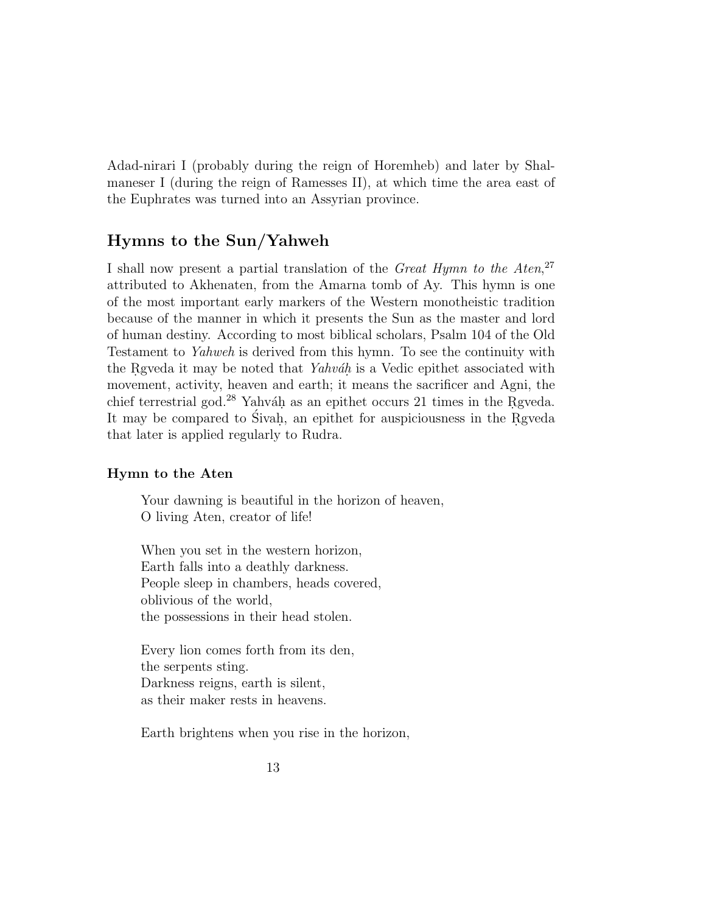Adad-nirari I (probably during the reign of Horemheb) and later by Shalmaneser I (during the reign of Ramesses II), at which time the area east of the Euphrates was turned into an Assyrian province.

## Hymns to the Sun/Yahweh

I shall now present a partial translation of the *Great Hymn to the Aten*,[27] attributed to Akhenaten, from the Amarna tomb of Ay. This hymn is one of the most important early markers of the Western monotheistic tradition because of the manner in which it presents the Sun as the master and lord of human destiny. According to most biblical scholars, Psalm 104 of the Old Testament to *Yahweh* is derived from this hymn. To see the continuity with the Ṛgveda it may be noted that *Yahváḥ* is a Vedic epithet associated with movement, activity, heaven and earth; it means the sacrificer and Agni, the chief terrestrial god.[28] Yahváḥ as an epithet occurs 21 times in the Ṛgveda. It may be compared to Śivaḥ, an epithet for auspiciousness in the Ṛgveda that later is applied regularly to Rudra.

### Hymn to the Aten

> Your dawning is beautiful in the horizon of heaven,
> O living Aten, creator of life!
>
> When you set in the western horizon,
> Earth falls into a deathly darkness.
> People sleep in chambers, heads covered,
> oblivious of the world,
> the possessions in their head stolen.
>
> Every lion comes forth from its den,
> the serpents sting.
> Darkness reigns, earth is silent,
> as their maker rests in heavens.
>
> Earth brightens when you rise in the horizon,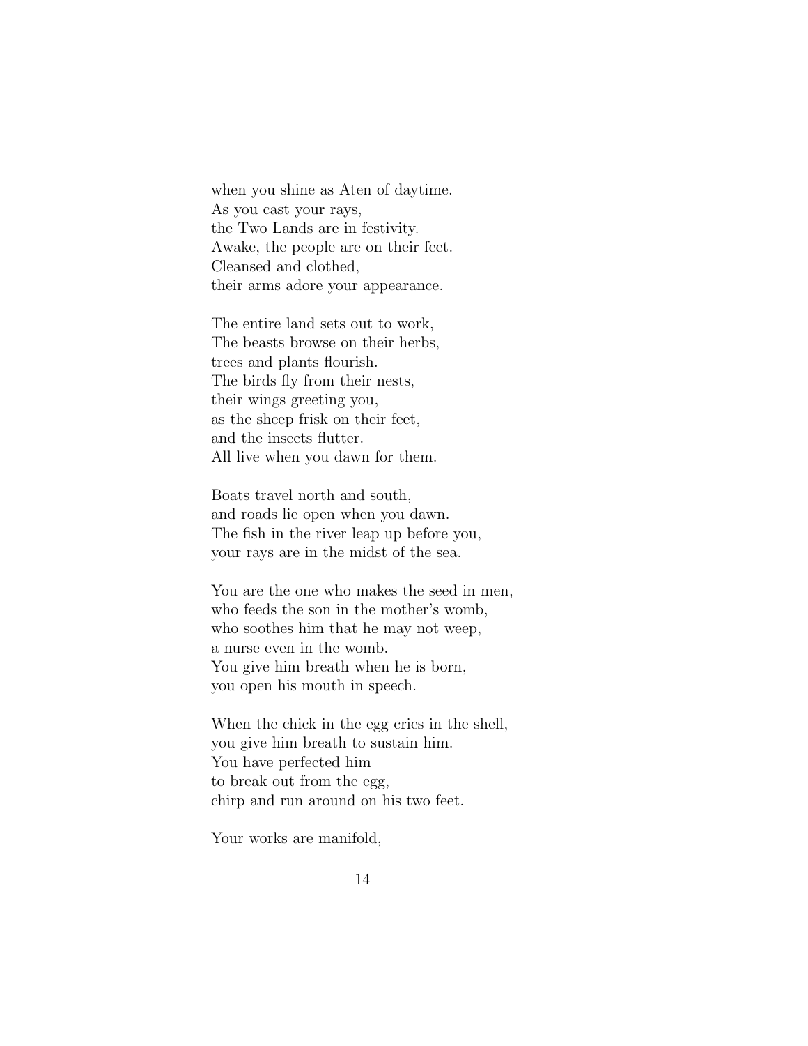when you shine as Aten of daytime.  
As you cast your rays,  
the Two Lands are in festivity.  
Awake, the people are on their feet.  
Cleansed and clothed,  
their arms adore your appearance.

The entire land sets out to work,  
The beasts browse on their herbs,  
trees and plants flourish.  
The birds fly from their nests,  
their wings greeting you,  
as the sheep frisk on their feet,  
and the insects flutter.  
All live when you dawn for them.

Boats travel north and south,  
and roads lie open when you dawn.  
The fish in the river leap up before you,  
your rays are in the midst of the sea.

You are the one who makes the seed in men,  
who feeds the son in the mother's womb,  
who soothes him that he may not weep,  
a nurse even in the womb.  
You give him breath when he is born,  
you open his mouth in speech.

When the chick in the egg cries in the shell,  
you give him breath to sustain him.  
You have perfected him  
to break out from the egg,  
chirp and run around on his two feet.

Your works are manifold,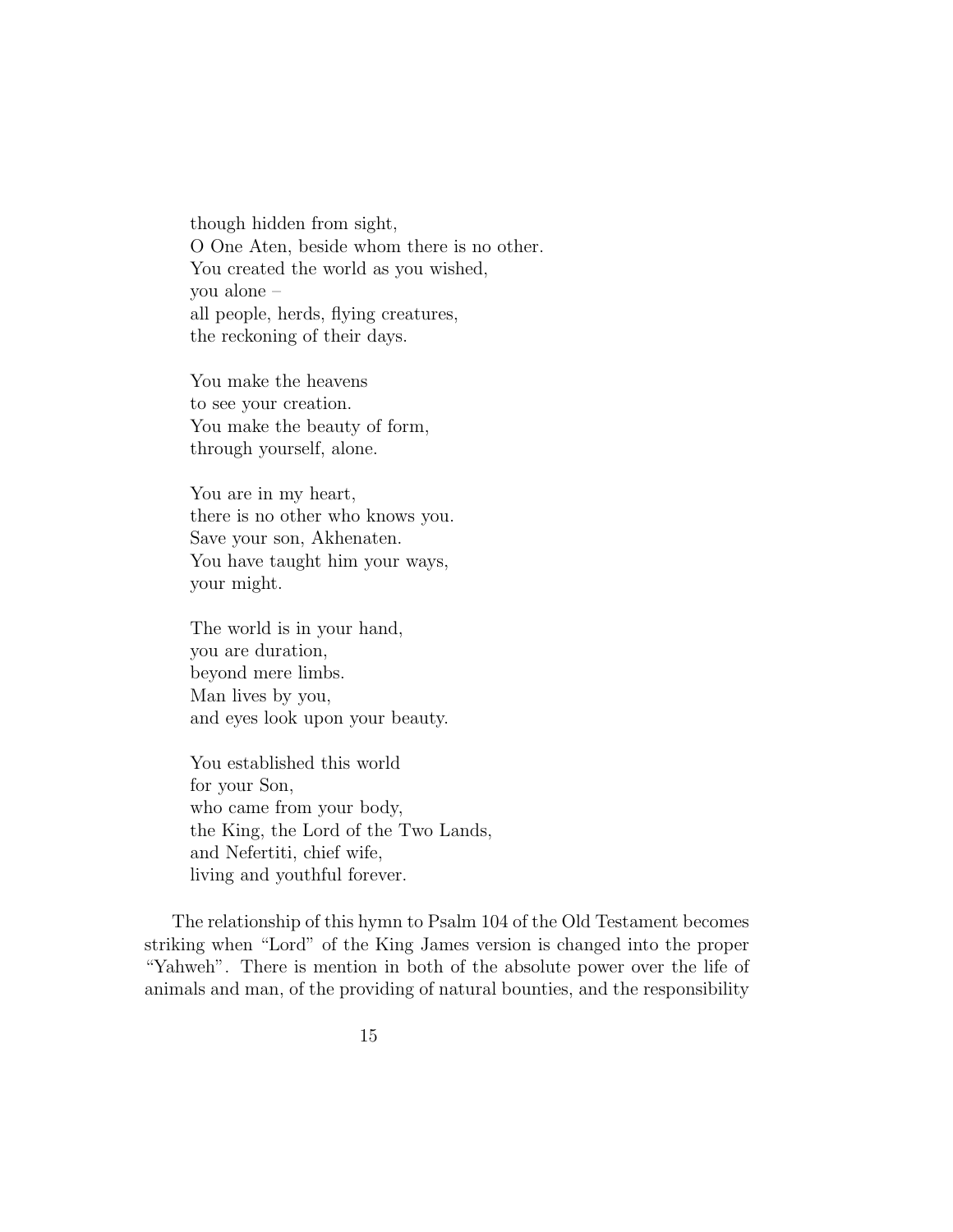though hidden from sight,  
O One Aten, beside whom there is no other.  
You created the world as you wished,  
you alone –  
all people, herds, flying creatures,  
the reckoning of their days.

You make the heavens  
to see your creation.  
You make the beauty of form,  
through yourself, alone.

You are in my heart,  
there is no other who knows you.  
Save your son, Akhenaten.  
You have taught him your ways,  
your might.

The world is in your hand,  
you are duration,  
beyond mere limbs.  
Man lives by you,  
and eyes look upon your beauty.

You established this world  
for your Son,  
who came from your body,  
the King, the Lord of the Two Lands,  
and Nefertiti, chief wife,  
living and youthful forever.

The relationship of this hymn to Psalm 104 of the Old Testament becomes striking when "Lord" of the King James version is changed into the proper "Yahweh". There is mention in both of the absolute power over the life of animals and man, of the providing of natural bounties, and the responsibility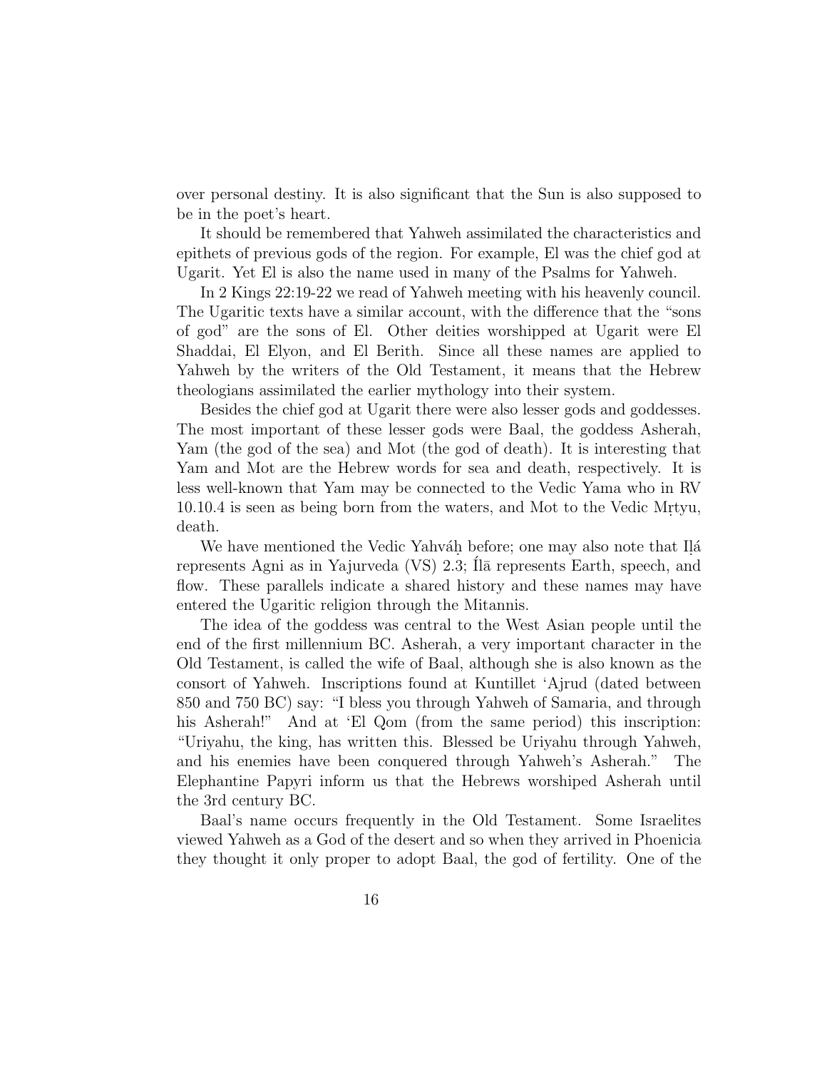over personal destiny. It is also significant that the Sun is also supposed to be in the poet's heart.

It should be remembered that Yahweh assimilated the characteristics and epithets of previous gods of the region. For example, El was the chief god at Ugarit. Yet El is also the name used in many of the Psalms for Yahweh.

In 2 Kings 22:19-22 we read of Yahweh meeting with his heavenly council. The Ugaritic texts have a similar account, with the difference that the "sons of god" are the sons of El. Other deities worshipped at Ugarit were El Shaddai, El Elyon, and El Berith. Since all these names are applied to Yahweh by the writers of the Old Testament, it means that the Hebrew theologians assimilated the earlier mythology into their system.

Besides the chief god at Ugarit there were also lesser gods and goddesses. The most important of these lesser gods were Baal, the goddess Asherah, Yam (the god of the sea) and Mot (the god of death). It is interesting that Yam and Mot are the Hebrew words for sea and death, respectively. It is less well-known that Yam may be connected to the Vedic Yama who in RV 10.10.4 is seen as being born from the waters, and Mot to the Vedic Mṛtyu, death.

We have mentioned the Vedic Yahváḥ before; one may also note that Iḷá represents Agni as in Yajurveda (VS) 2.3; Íḷā represents Earth, speech, and flow. These parallels indicate a shared history and these names may have entered the Ugaritic religion through the Mitannis.

The idea of the goddess was central to the West Asian people until the end of the first millennium BC. Asherah, a very important character in the Old Testament, is called the wife of Baal, although she is also known as the consort of Yahweh. Inscriptions found at Kuntillet 'Ajrud (dated between 850 and 750 BC) say: "I bless you through Yahweh of Samaria, and through his Asherah!" And at 'El Qom (from the same period) this inscription: "Uriyahu, the king, has written this. Blessed be Uriyahu through Yahweh, and his enemies have been conquered through Yahweh's Asherah." The Elephantine Papyri inform us that the Hebrews worshiped Asherah until the 3rd century BC.

Baal's name occurs frequently in the Old Testament. Some Israelites viewed Yahweh as a God of the desert and so when they arrived in Phoenicia they thought it only proper to adopt Baal, the god of fertility. One of the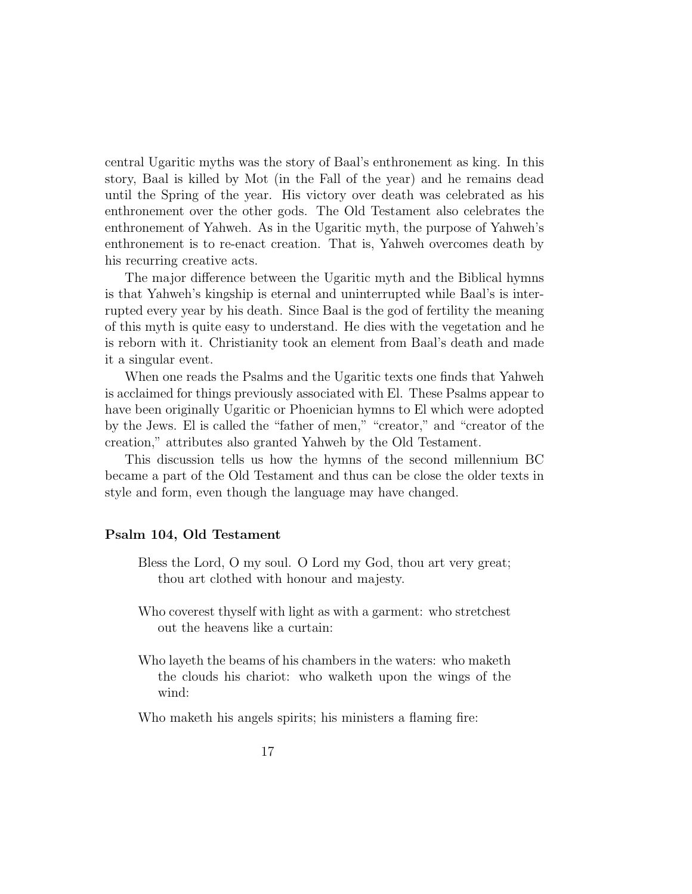central Ugaritic myths was the story of Baal's enthronement as king. In this story, Baal is killed by Mot (in the Fall of the year) and he remains dead until the Spring of the year. His victory over death was celebrated as his enthronement over the other gods. The Old Testament also celebrates the enthronement of Yahweh. As in the Ugaritic myth, the purpose of Yahweh's enthronement is to re-enact creation. That is, Yahweh overcomes death by his recurring creative acts.

The major difference between the Ugaritic myth and the Biblical hymns is that Yahweh's kingship is eternal and uninterrupted while Baal's is interrupted every year by his death. Since Baal is the god of fertility the meaning of this myth is quite easy to understand. He dies with the vegetation and he is reborn with it. Christianity took an element from Baal's death and made it a singular event.

When one reads the Psalms and the Ugaritic texts one finds that Yahweh is acclaimed for things previously associated with El. These Psalms appear to have been originally Ugaritic or Phoenician hymns to El which were adopted by the Jews. El is called the "father of men," "creator," and "creator of the creation," attributes also granted Yahweh by the Old Testament.

This discussion tells us how the hymns of the second millennium BC became a part of the Old Testament and thus can be close the older texts in style and form, even though the language may have changed.

### Psalm 104, Old Testament

Bless the Lord, O my soul. O Lord my God, thou art very great; thou art clothed with honour and majesty.

Who coverest thyself with light as with a garment: who stretchest out the heavens like a curtain:

Who layeth the beams of his chambers in the waters: who maketh the clouds his chariot: who walketh upon the wings of the wind:

Who maketh his angels spirits; his ministers a flaming fire: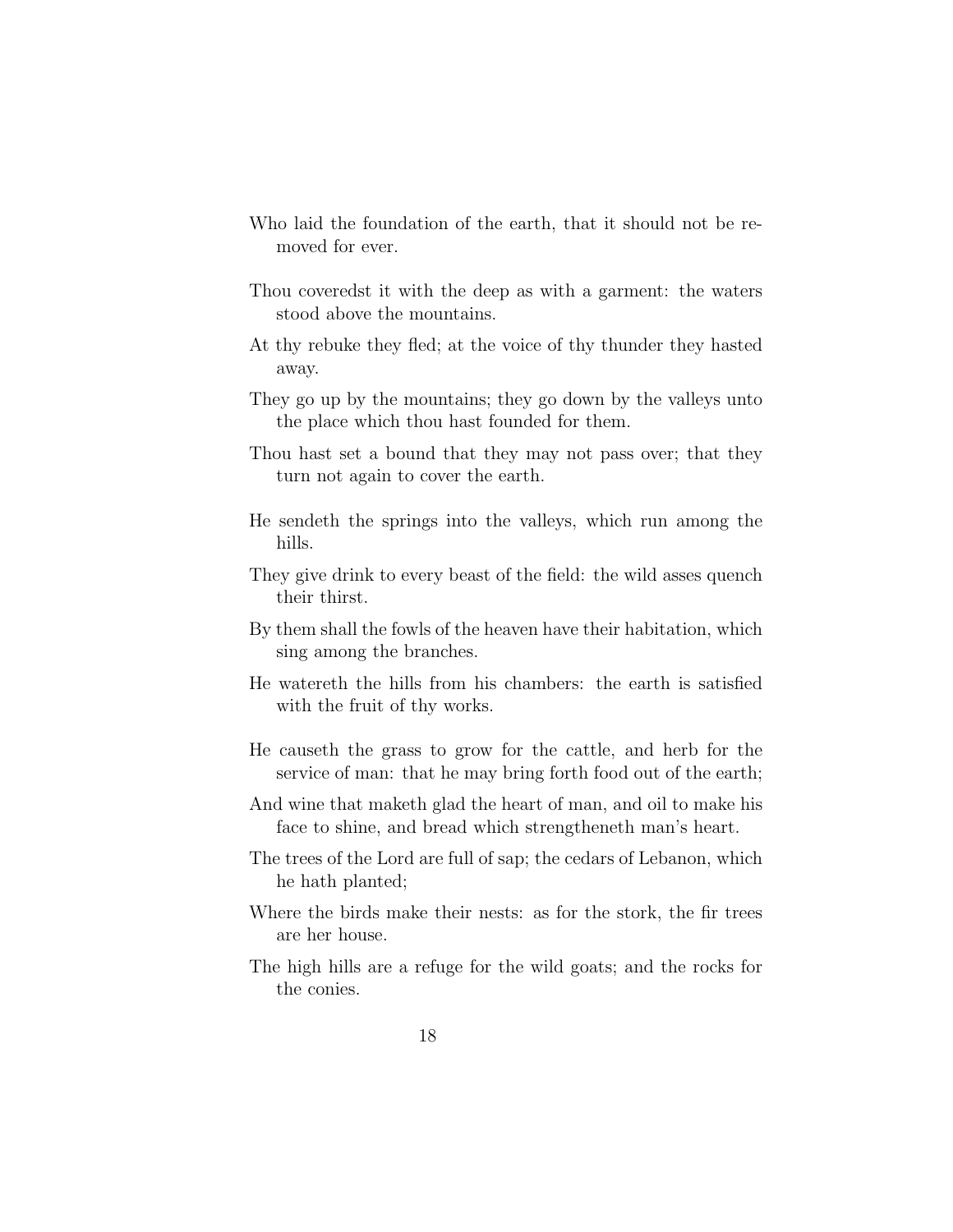Who laid the foundation of the earth, that it should not be removed for ever.

Thou coveredst it with the deep as with a garment: the waters stood above the mountains.

At thy rebuke they fled; at the voice of thy thunder they hasted away.

They go up by the mountains; they go down by the valleys unto the place which thou hast founded for them.

Thou hast set a bound that they may not pass over; that they turn not again to cover the earth.

He sendeth the springs into the valleys, which run among the hills.

They give drink to every beast of the field: the wild asses quench their thirst.

By them shall the fowls of the heaven have their habitation, which sing among the branches.

He watereth the hills from his chambers: the earth is satisfied with the fruit of thy works.

He causeth the grass to grow for the cattle, and herb for the service of man: that he may bring forth food out of the earth;

And wine that maketh glad the heart of man, and oil to make his face to shine, and bread which strengtheneth man's heart.

The trees of the Lord are full of sap; the cedars of Lebanon, which he hath planted;

Where the birds make their nests: as for the stork, the fir trees are her house.

The high hills are a refuge for the wild goats; and the rocks for the conies.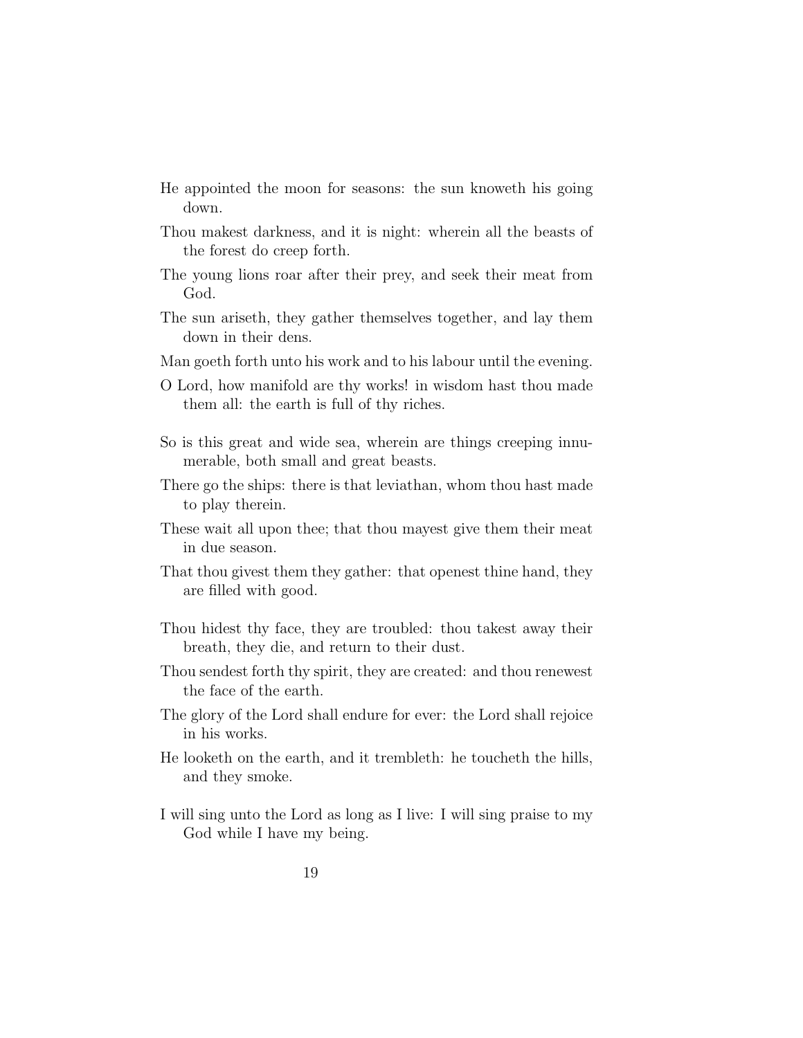He appointed the moon for seasons: the sun knoweth his going down.

Thou makest darkness, and it is night: wherein all the beasts of the forest do creep forth.

The young lions roar after their prey, and seek their meat from God.

The sun ariseth, they gather themselves together, and lay them down in their dens.

Man goeth forth unto his work and to his labour until the evening.

O Lord, how manifold are thy works! in wisdom hast thou made them all: the earth is full of thy riches.

So is this great and wide sea, wherein are things creeping innumerable, both small and great beasts.

There go the ships: there is that leviathan, whom thou hast made to play therein.

These wait all upon thee; that thou mayest give them their meat in due season.

That thou givest them they gather: that openest thine hand, they are filled with good.

Thou hidest thy face, they are troubled: thou takest away their breath, they die, and return to their dust.

Thou sendest forth thy spirit, they are created: and thou renewest the face of the earth.

The glory of the Lord shall endure for ever: the Lord shall rejoice in his works.

He looketh on the earth, and it trembleth: he toucheth the hills, and they smoke.

I will sing unto the Lord as long as I live: I will sing praise to my God while I have my being.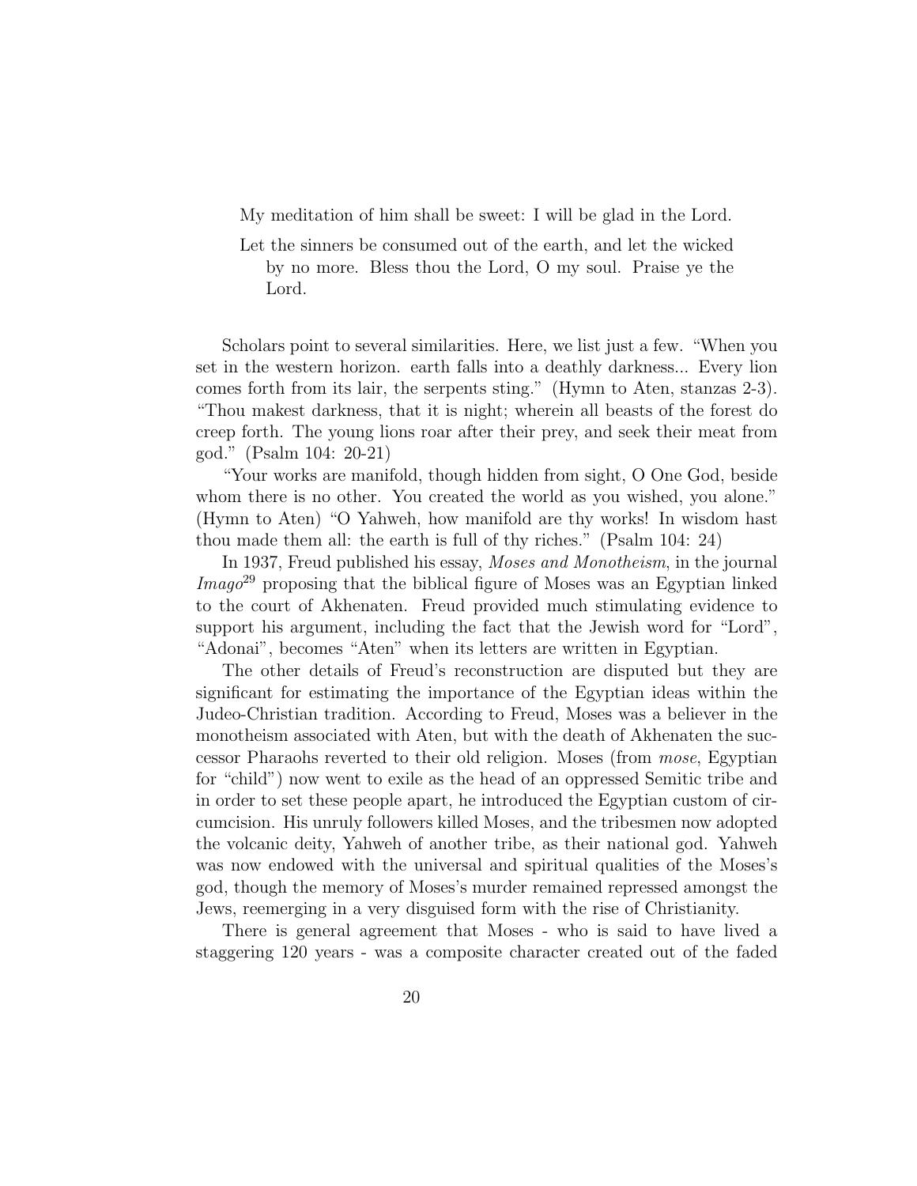> My meditation of him shall be sweet: I will be glad in the Lord.
>
> Let the sinners be consumed out of the earth, and let the wicked by no more. Bless thou the Lord, O my soul. Praise ye the Lord.

Scholars point to several similarities. Here, we list just a few. "When you set in the western horizon. earth falls into a deathly darkness... Every lion comes forth from its lair, the serpents sting." (Hymn to Aten, stanzas 2-3). "Thou makest darkness, that it is night; wherein all beasts of the forest do creep forth. The young lions roar after their prey, and seek their meat from god." (Psalm 104: 20-21)

"Your works are manifold, though hidden from sight, O One God, beside whom there is no other. You created the world as you wished, you alone." (Hymn to Aten) "O Yahweh, how manifold are thy works! In wisdom hast thou made them all: the earth is full of thy riches." (Psalm 104: 24)

In 1937, Freud published his essay, *Moses and Monotheism*, in the journal *Imago*[29] proposing that the biblical figure of Moses was an Egyptian linked to the court of Akhenaten. Freud provided much stimulating evidence to support his argument, including the fact that the Jewish word for "Lord", "Adonai", becomes "Aten" when its letters are written in Egyptian.

The other details of Freud's reconstruction are disputed but they are significant for estimating the importance of the Egyptian ideas within the Judeo-Christian tradition. According to Freud, Moses was a believer in the monotheism associated with Aten, but with the death of Akhenaten the successor Pharaohs reverted to their old religion. Moses (from *mose*, Egyptian for "child") now went to exile as the head of an oppressed Semitic tribe and in order to set these people apart, he introduced the Egyptian custom of circumcision. His unruly followers killed Moses, and the tribesmen now adopted the volcanic deity, Yahweh of another tribe, as their national god. Yahweh was now endowed with the universal and spiritual qualities of the Moses's god, though the memory of Moses's murder remained repressed amongst the Jews, reemerging in a very disguised form with the rise of Christianity.

There is general agreement that Moses - who is said to have lived a staggering 120 years - was a composite character created out of the faded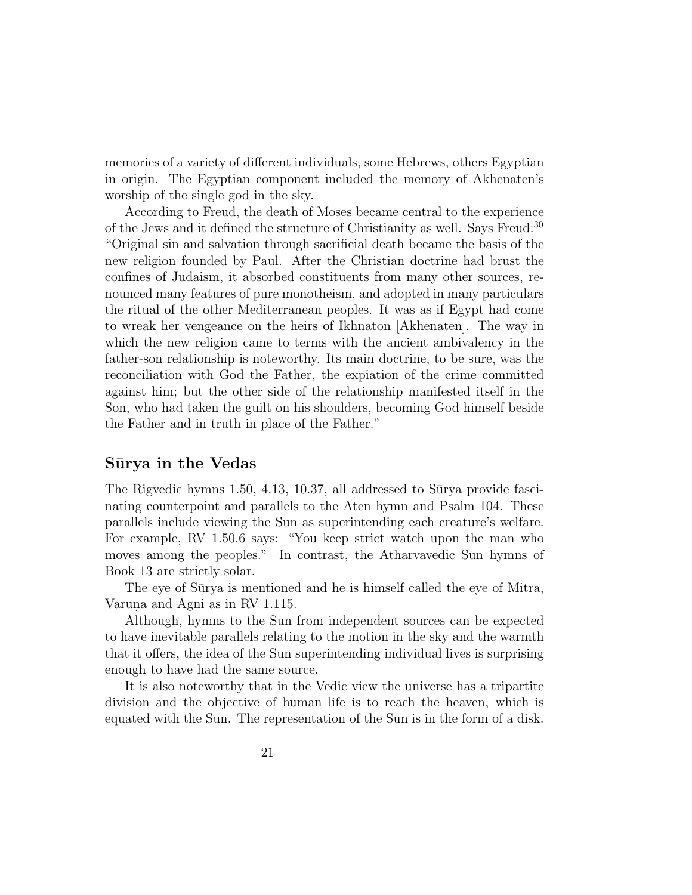memories of a variety of different individuals, some Hebrews, others Egyptian in origin. The Egyptian component included the memory of Akhenaten's worship of the single god in the sky.

According to Freud, the death of Moses became central to the experience of the Jews and it defined the structure of Christianity as well. Says Freud:[30] "Original sin and salvation through sacrificial death became the basis of the new religion founded by Paul. After the Christian doctrine had brust the confines of Judaism, it absorbed constituents from many other sources, renounced many features of pure monotheism, and adopted in many particulars the ritual of the other Mediterranean peoples. It was as if Egypt had come to wreak her vengeance on the heirs of Ikhnaton [Akhenaten]. The way in which the new religion came to terms with the ancient ambivalency in the father-son relationship is noteworthy. Its main doctrine, to be sure, was the reconciliation with God the Father, the expiation of the crime committed against him; but the other side of the relationship manifested itself in the Son, who had taken the guilt on his shoulders, becoming God himself beside the Father and in truth in place of the Father."

## Sūrya in the Vedas

The Rigvedic hymns 1.50, 4.13, 10.37, all addressed to Sūrya provide fascinating counterpoint and parallels to the Aten hymn and Psalm 104. These parallels include viewing the Sun as superintending each creature's welfare. For example, RV 1.50.6 says: "You keep strict watch upon the man who moves among the peoples." In contrast, the Atharvavedic Sun hymns of Book 13 are strictly solar.

The eye of Sūrya is mentioned and he is himself called the eye of Mitra, Varuṇa and Agni as in RV 1.115.

Although, hymns to the Sun from independent sources can be expected to have inevitable parallels relating to the motion in the sky and the warmth that it offers, the idea of the Sun superintending individual lives is surprising enough to have had the same source.

It is also noteworthy that in the Vedic view the universe has a tripartite division and the objective of human life is to reach the heaven, which is equated with the Sun. The representation of the Sun is in the form of a disk.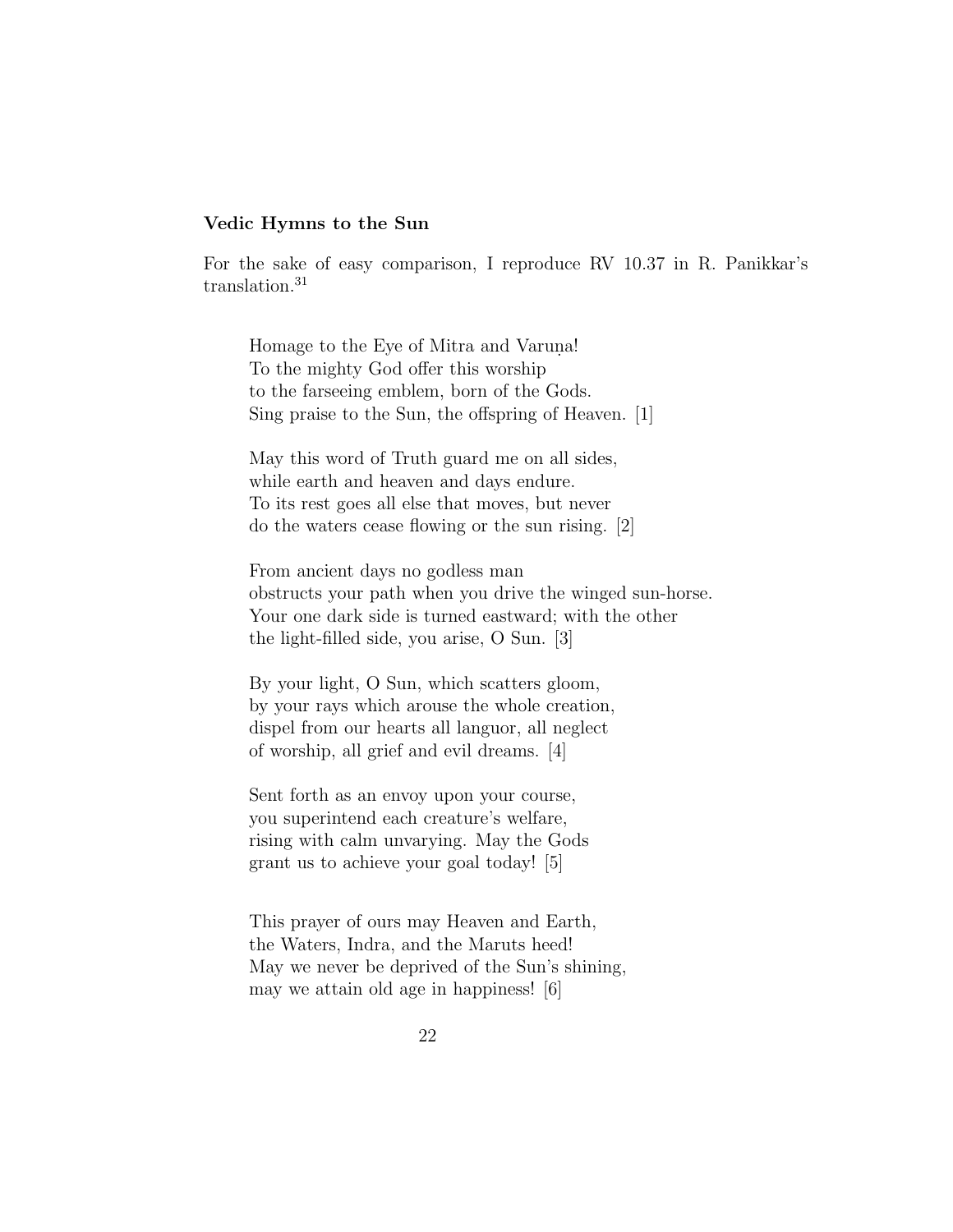### Vedic Hymns to the Sun

For the sake of easy comparison, I reproduce RV 10.37 in R. Panikkar's translation.[31]

> Homage to the Eye of Mitra and Varuṇa!
> To the mighty God offer this worship
> to the farseeing emblem, born of the Gods.
> Sing praise to the Sun, the offspring of Heaven. [1]
>
> May this word of Truth guard me on all sides,
> while earth and heaven and days endure.
> To its rest goes all else that moves, but never
> do the waters cease flowing or the sun rising. [2]
>
> From ancient days no godless man
> obstructs your path when you drive the winged sun-horse.
> Your one dark side is turned eastward; with the other
> the light-filled side, you arise, O Sun. [3]
>
> By your light, O Sun, which scatters gloom,
> by your rays which arouse the whole creation,
> dispel from our hearts all languor, all neglect
> of worship, all grief and evil dreams. [4]
>
> Sent forth as an envoy upon your course,
> you superintend each creature's welfare,
> rising with calm unvarying. May the Gods
> grant us to achieve your goal today! [5]
>
> This prayer of ours may Heaven and Earth,
> the Waters, Indra, and the Maruts heed!
> May we never be deprived of the Sun's shining,
> may we attain old age in happiness! [6]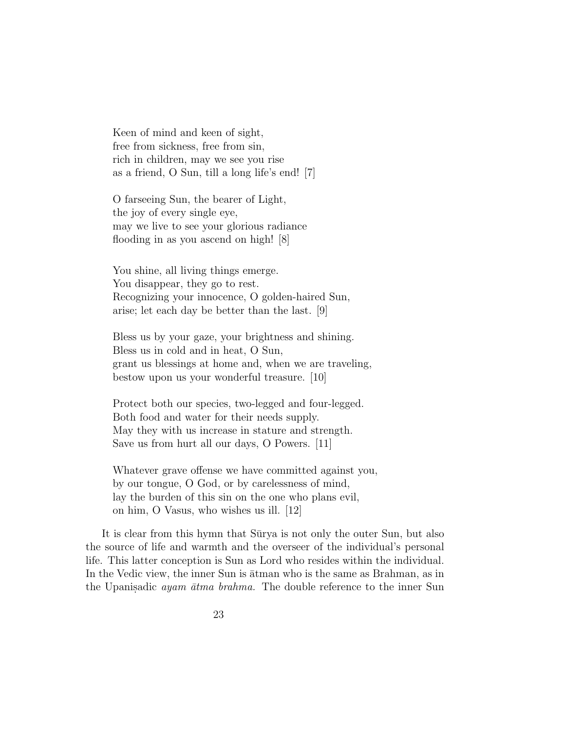Keen of mind and keen of sight,  
free from sickness, free from sin,  
rich in children, may we see you rise  
as a friend, O Sun, till a long life's end! [7]

O farseeing Sun, the bearer of Light,  
the joy of every single eye,  
may we live to see your glorious radiance  
flooding in as you ascend on high! [8]

You shine, all living things emerge.  
You disappear, they go to rest.  
Recognizing your innocence, O golden-haired Sun,  
arise; let each day be better than the last. [9]

Bless us by your gaze, your brightness and shining.  
Bless us in cold and in heat, O Sun,  
grant us blessings at home and, when we are traveling,  
bestow upon us your wonderful treasure. [10]

Protect both our species, two-legged and four-legged.  
Both food and water for their needs supply.  
May they with us increase in stature and strength.  
Save us from hurt all our days, O Powers. [11]

Whatever grave offense we have committed against you,  
by our tongue, O God, or by carelessness of mind,  
lay the burden of this sin on the one who plans evil,  
on him, O Vasus, who wishes us ill. [12]

It is clear from this hymn that Sūrya is not only the outer Sun, but also the source of life and warmth and the overseer of the individual's personal life. This latter conception is Sun as Lord who resides within the individual. In the Vedic view, the inner Sun is ātman who is the same as Brahman, as in the Upaniṣadic *ayam ātma brahma.* The double reference to the inner Sun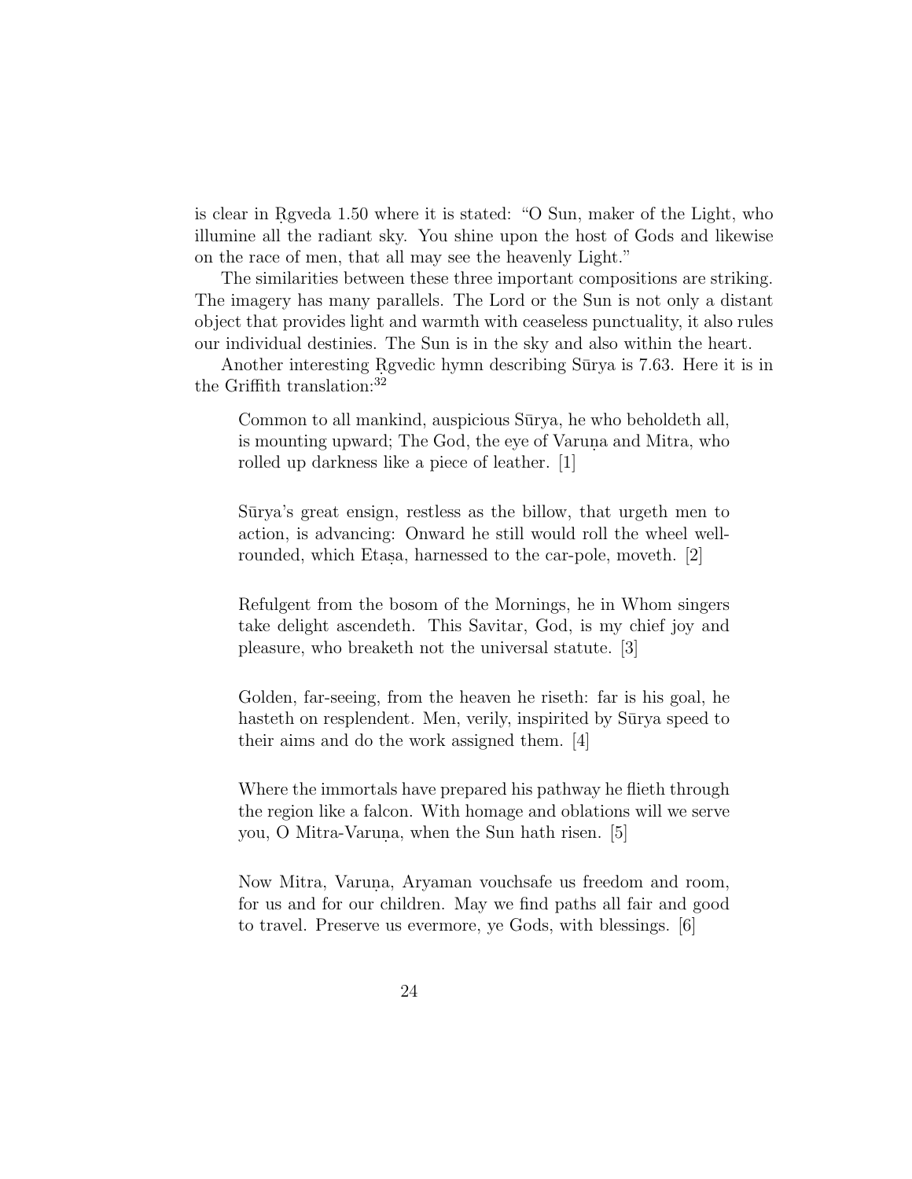is clear in Ṛgveda 1.50 where it is stated: "O Sun, maker of the Light, who illumine all the radiant sky. You shine upon the host of Gods and likewise on the race of men, that all may see the heavenly Light."

The similarities between these three important compositions are striking. The imagery has many parallels. The Lord or the Sun is not only a distant object that provides light and warmth with ceaseless punctuality, it also rules our individual destinies. The Sun is in the sky and also within the heart.

Another interesting Ṛgvedic hymn describing Sūrya is 7.63. Here it is in the Griffith translation:[32]

> Common to all mankind, auspicious Sūrya, he who beholdeth all, is mounting upward; The God, the eye of Varuṇa and Mitra, who rolled up darkness like a piece of leather. [1]
>
> Sūrya's great ensign, restless as the billow, that urgeth men to action, is advancing: Onward he still would roll the wheel well-rounded, which Etaṣa, harnessed to the car-pole, moveth. [2]
>
> Refulgent from the bosom of the Mornings, he in Whom singers take delight ascendeth. This Savitar, God, is my chief joy and pleasure, who breaketh not the universal statute. [3]
>
> Golden, far-seeing, from the heaven he riseth: far is his goal, he hasteth on resplendent. Men, verily, inspirited by Sūrya speed to their aims and do the work assigned them. [4]
>
> Where the immortals have prepared his pathway he flieth through the region like a falcon. With homage and oblations will we serve you, O Mitra-Varuṇa, when the Sun hath risen. [5]
>
> Now Mitra, Varuṇa, Aryaman vouchsafe us freedom and room, for us and for our children. May we find paths all fair and good to travel. Preserve us evermore, ye Gods, with blessings. [6]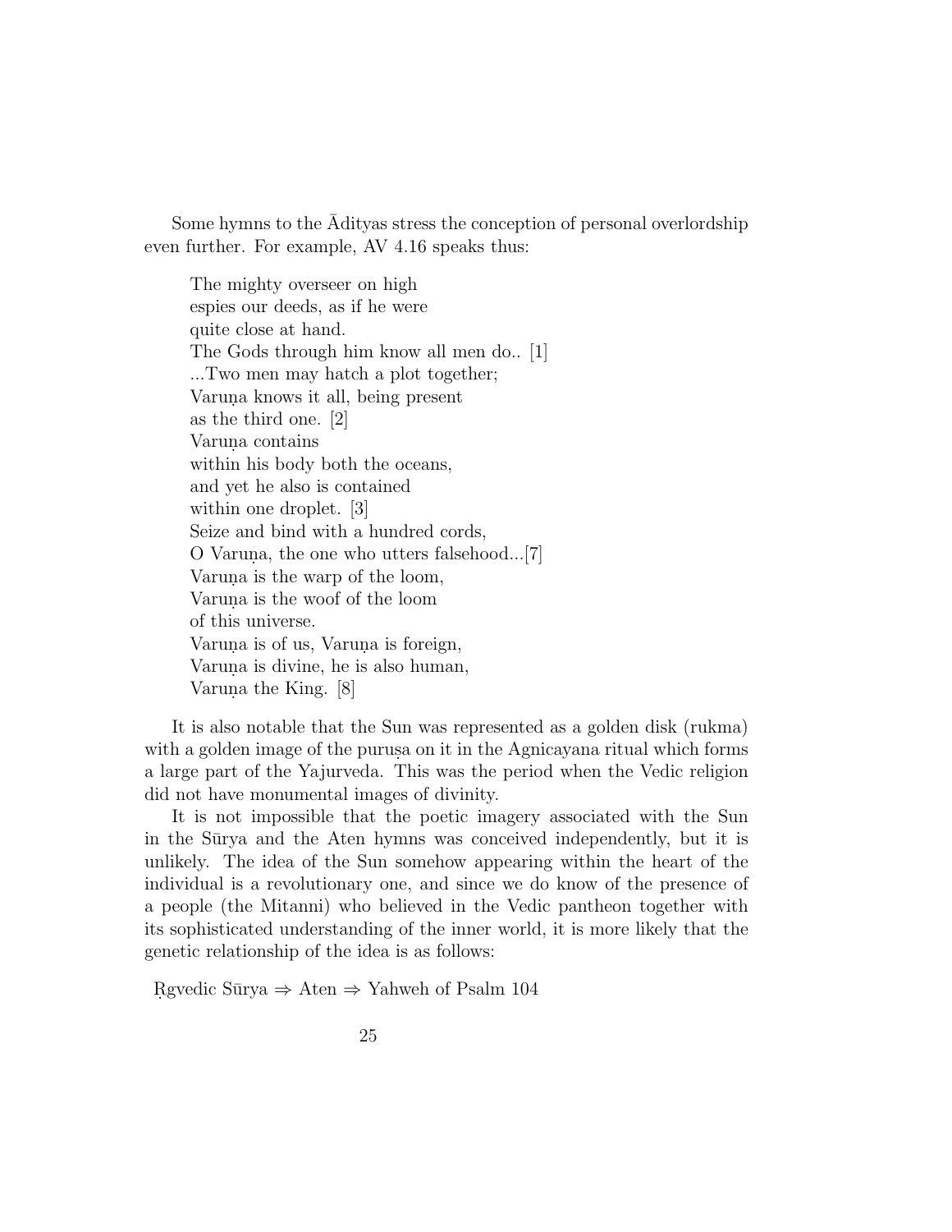Some hymns to the Ādityas stress the conception of personal overlordship even further. For example, AV 4.16 speaks thus:

> The mighty overseer on high  
> espies our deeds, as if he were  
> quite close at hand.  
> The Gods through him know all men do.. [1]  
> ...Two men may hatch a plot together;  
> Varuṇa knows it all, being present  
> as the third one. [2]  
> Varuṇa contains  
> within his body both the oceans,  
> and yet he also is contained  
> within one droplet. [3]  
> Seize and bind with a hundred cords,  
> O Varuṇa, the one who utters falsehood...[7]  
> Varuṇa is the warp of the loom,  
> Varuṇa is the woof of the loom  
> of this universe.  
> Varuṇa is of us, Varuṇa is foreign,  
> Varuṇa is divine, he is also human,  
> Varuṇa the King. [8]

It is also notable that the Sun was represented as a golden disk (rukma) with a golden image of the puruṣa on it in the Agnicayana ritual which forms a large part of the Yajurveda. This was the period when the Vedic religion did not have monumental images of divinity.

It is not impossible that the poetic imagery associated with the Sun in the Sūrya and the Aten hymns was conceived independently, but it is unlikely. The idea of the Sun somehow appearing within the heart of the individual is a revolutionary one, and since we do know of the presence of a people (the Mitanni) who believed in the Vedic pantheon together with its sophisticated understanding of the inner world, it is more likely that the genetic relationship of the idea is as follows:

Ṛgvedic Sūrya $\Rightarrow$ Aten $\Rightarrow$ Yahweh of Psalm 104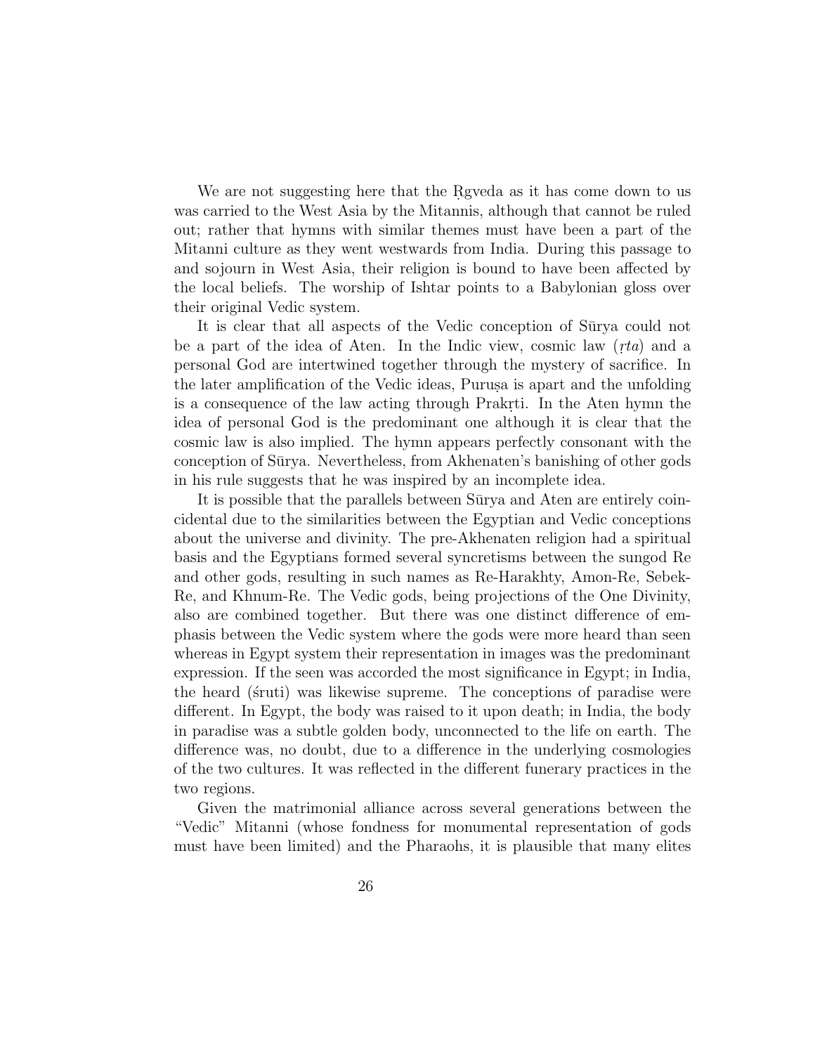We are not suggesting here that the Ṛgveda as it has come down to us was carried to the West Asia by the Mitannis, although that cannot be ruled out; rather that hymns with similar themes must have been a part of the Mitanni culture as they went westwards from India. During this passage to and sojourn in West Asia, their religion is bound to have been affected by the local beliefs. The worship of Ishtar points to a Babylonian gloss over their original Vedic system.

It is clear that all aspects of the Vedic conception of Sūrya could not be a part of the idea of Aten. In the Indic view, cosmic law (*ṛta*) and a personal God are intertwined together through the mystery of sacrifice. In the later amplification of the Vedic ideas, Puruṣa is apart and the unfolding is a consequence of the law acting through Prakṛti. In the Aten hymn the idea of personal God is the predominant one although it is clear that the cosmic law is also implied. The hymn appears perfectly consonant with the conception of Sūrya. Nevertheless, from Akhenaten's banishing of other gods in his rule suggests that he was inspired by an incomplete idea.

It is possible that the parallels between Sūrya and Aten are entirely coincidental due to the similarities between the Egyptian and Vedic conceptions about the universe and divinity. The pre-Akhenaten religion had a spiritual basis and the Egyptians formed several syncretisms between the sungod Re and other gods, resulting in such names as Re-Harakhty, Amon-Re, Sebek-Re, and Khnum-Re. The Vedic gods, being projections of the One Divinity, also are combined together. But there was one distinct difference of emphasis between the Vedic system where the gods were more heard than seen whereas in Egypt system their representation in images was the predominant expression. If the seen was accorded the most significance in Egypt; in India, the heard (śruti) was likewise supreme. The conceptions of paradise were different. In Egypt, the body was raised to it upon death; in India, the body in paradise was a subtle golden body, unconnected to the life on earth. The difference was, no doubt, due to a difference in the underlying cosmologies of the two cultures. It was reflected in the different funerary practices in the two regions.

Given the matrimonial alliance across several generations between the "Vedic" Mitanni (whose fondness for monumental representation of gods must have been limited) and the Pharaohs, it is plausible that many elites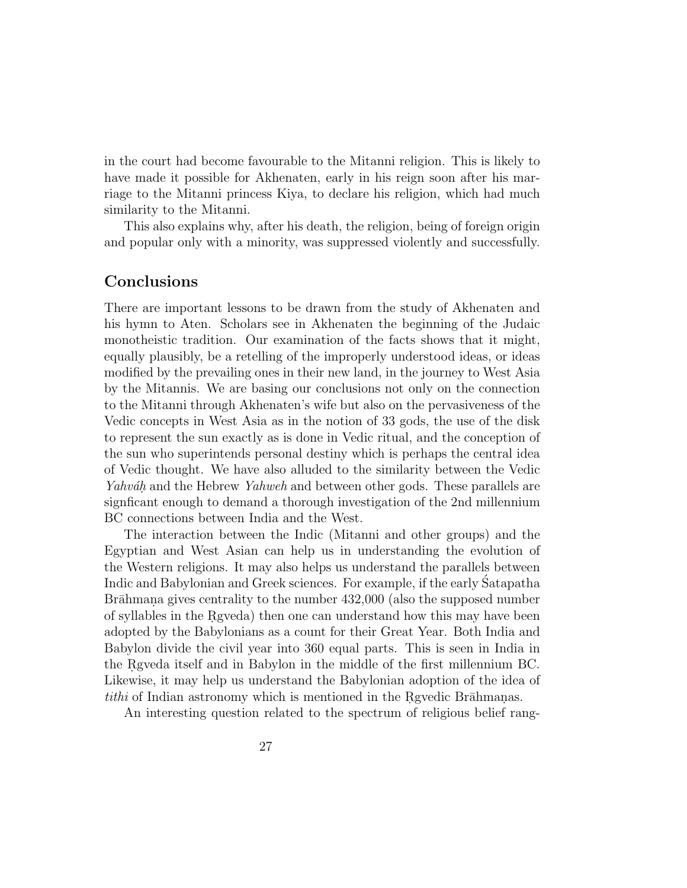in the court had become favourable to the Mitanni religion. This is likely to have made it possible for Akhenaten, early in his reign soon after his marriage to the Mitanni princess Kiya, to declare his religion, which had much similarity to the Mitanni.

This also explains why, after his death, the religion, being of foreign origin and popular only with a minority, was suppressed violently and successfully.

## Conclusions

There are important lessons to be drawn from the study of Akhenaten and his hymn to Aten. Scholars see in Akhenaten the beginning of the Judaic monotheistic tradition. Our examination of the facts shows that it might, equally plausibly, be a retelling of the improperly understood ideas, or ideas modified by the prevailing ones in their new land, in the journey to West Asia by the Mitannis. We are basing our conclusions not only on the connection to the Mitanni through Akhenaten's wife but also on the pervasiveness of the Vedic concepts in West Asia as in the notion of 33 gods, the use of the disk to represent the sun exactly as is done in Vedic ritual, and the conception of the sun who superintends personal destiny which is perhaps the central idea of Vedic thought. We have also alluded to the similarity between the Vedic *Yahváḥ* and the Hebrew *Yahweh* and between other gods. These parallels are signficant enough to demand a thorough investigation of the 2nd millennium BC connections between India and the West.

The interaction between the Indic (Mitanni and other groups) and the Egyptian and West Asian can help us in understanding the evolution of the Western religions. It may also helps us understand the parallels between Indic and Babylonian and Greek sciences. For example, if the early Śatapatha Brāhmaṇa gives centrality to the number 432,000 (also the supposed number of syllables in the Ṛgveda) then one can understand how this may have been adopted by the Babylonians as a count for their Great Year. Both India and Babylon divide the civil year into 360 equal parts. This is seen in India in the Ṛgveda itself and in Babylon in the middle of the first millennium BC. Likewise, it may help us understand the Babylonian adoption of the idea of *tithi* of Indian astronomy which is mentioned in the Ṛgvedic Brāhmaṇas.

An interesting question related to the spectrum of religious belief rang-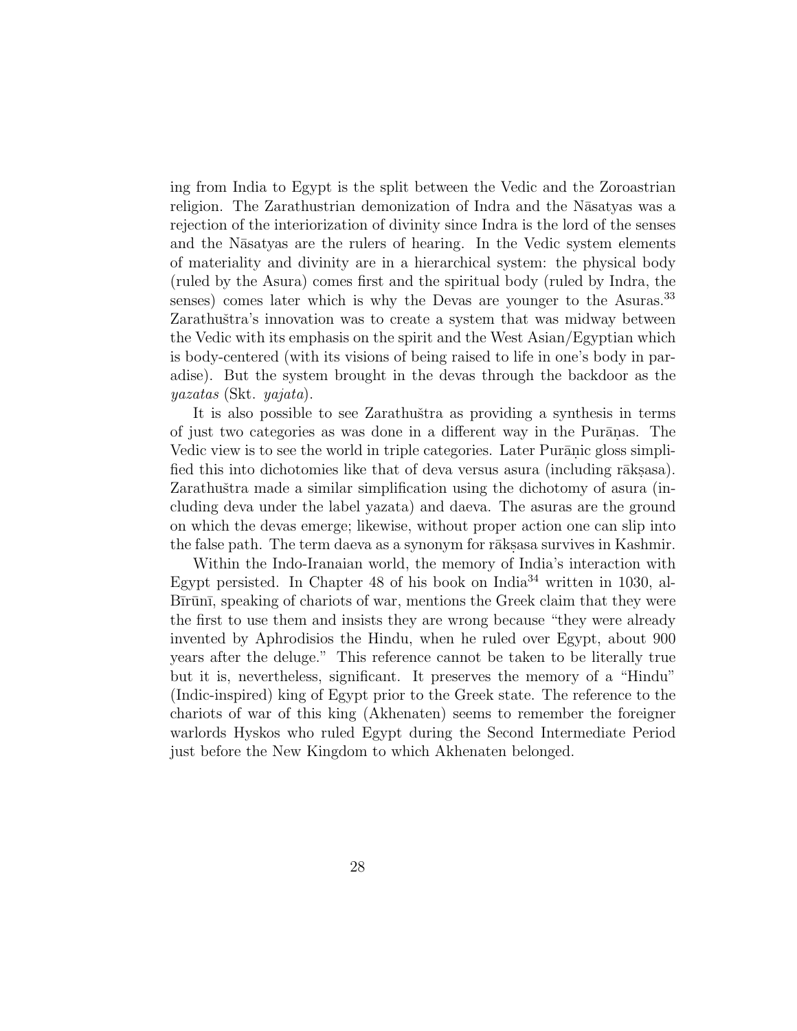ing from India to Egypt is the split between the Vedic and the Zoroastrian religion. The Zarathustrian demonization of Indra and the Nāsatyas was a rejection of the interiorization of divinity since Indra is the lord of the senses and the Nāsatyas are the rulers of hearing. In the Vedic system elements of materiality and divinity are in a hierarchical system: the physical body (ruled by the Asura) comes first and the spiritual body (ruled by Indra, the senses) comes later which is why the Devas are younger to the Asuras.[33] Zarathuštra's innovation was to create a system that was midway between the Vedic with its emphasis on the spirit and the West Asian/Egyptian which is body-centered (with its visions of being raised to life in one's body in paradise). But the system brought in the devas through the backdoor as the *yazatas* (Skt. *yajata*).

It is also possible to see Zarathuštra as providing a synthesis in terms of just two categories as was done in a different way in the Purāṇas. The Vedic view is to see the world in triple categories. Later Purāṇic gloss simplified this into dichotomies like that of deva versus asura (including rākṣasa). Zarathuštra made a similar simplification using the dichotomy of asura (including deva under the label yazata) and daeva. The asuras are the ground on which the devas emerge; likewise, without proper action one can slip into the false path. The term daeva as a synonym for rākṣasa survives in Kashmir.

Within the Indo-Iranaian world, the memory of India's interaction with Egypt persisted. In Chapter 48 of his book on India[34] written in 1030, al-Bīrūnī, speaking of chariots of war, mentions the Greek claim that they were the first to use them and insists they are wrong because "they were already invented by Aphrodisios the Hindu, when he ruled over Egypt, about 900 years after the deluge." This reference cannot be taken to be literally true but it is, nevertheless, significant. It preserves the memory of a "Hindu" (Indic-inspired) king of Egypt prior to the Greek state. The reference to the chariots of war of this king (Akhenaten) seems to remember the foreigner warlords Hyskos who ruled Egypt during the Second Intermediate Period just before the New Kingdom to which Akhenaten belonged.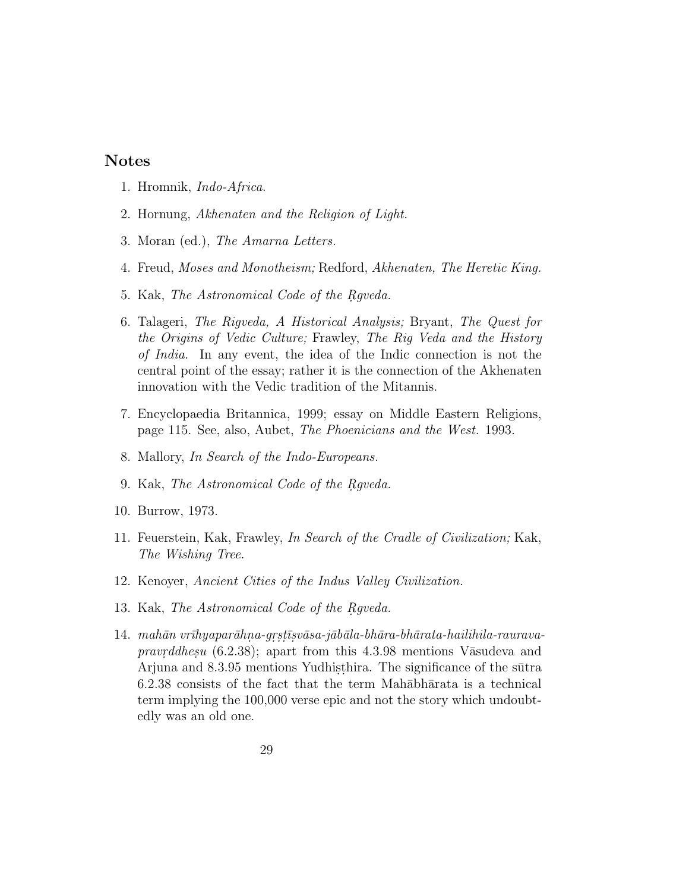## Notes

1. Hromnik, *Indo-Africa.*

2. Hornung, *Akhenaten and the Religion of Light.*

3. Moran (ed.), *The Amarna Letters.*

4. Freud, *Moses and Monotheism;* Redford, *Akhenaten, The Heretic King.*

5. Kak, *The Astronomical Code of the Ṛgveda.*

6. Talageri, *The Rigveda, A Historical Analysis;* Bryant, *The Quest for the Origins of Vedic Culture;* Frawley, *The Rig Veda and the History of India.* In any event, the idea of the Indic connection is not the central point of the essay; rather it is the connection of the Akhenaten innovation with the Vedic tradition of the Mitannis.

7. Encyclopaedia Britannica, 1999; essay on Middle Eastern Religions, page 115. See, also, Aubet, *The Phoenicians and the West.* 1993.

8. Mallory, *In Search of the Indo-Europeans.*

9. Kak, *The Astronomical Code of the Ṛgveda.*

10. Burrow, 1973.

11. Feuerstein, Kak, Frawley, *In Search of the Cradle of Civilization;* Kak, *The Wishing Tree.*

12. Kenoyer, *Ancient Cities of the Indus Valley Civilization.*

13. Kak, *The Astronomical Code of the Ṛgveda.*

14. *mahān vrīhyaparāhṇa-gṛṣṭīṣvāsa-jābāla-bhāra-bhārata-hailihila-raurava-pravṛddheṣu* (6.2.38); apart from this 4.3.98 mentions Vāsudeva and Arjuna and 8.3.95 mentions Yudhiṣṭhira. The significance of the sūtra 6.2.38 consists of the fact that the term Mahābhārata is a technical term implying the 100,000 verse epic and not the story which undoubtedly was an old one.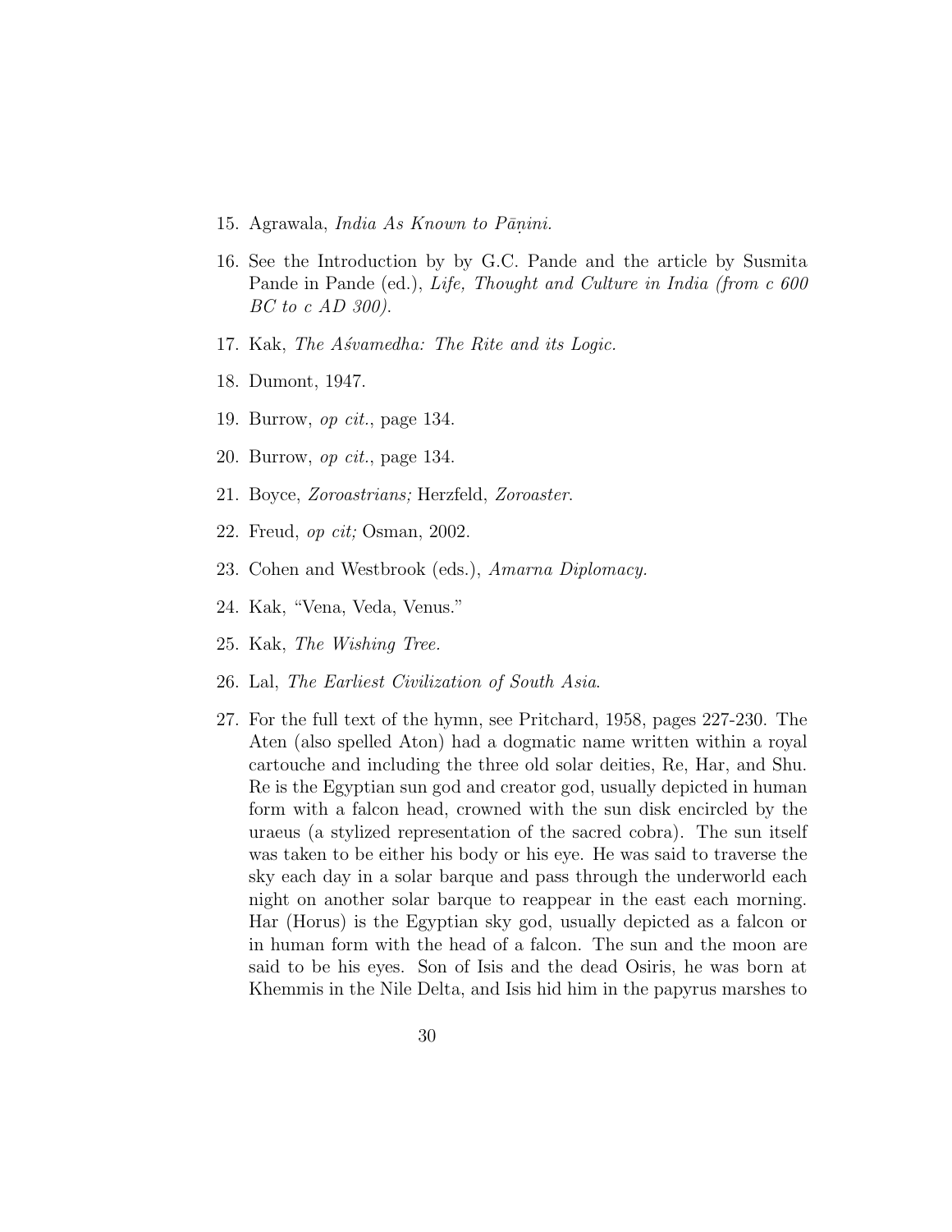15. Agrawala, *India As Known to Pāṇini.*

16. See the Introduction by by G.C. Pande and the article by Susmita Pande in Pande (ed.), *Life, Thought and Culture in India (from c 600 BC to c AD 300).*

17. Kak, *The Aśvamedha: The Rite and its Logic.*

18. Dumont, 1947.

19. Burrow, *op cit.*, page 134.

20. Burrow, *op cit.*, page 134.

21. Boyce, *Zoroastrians;* Herzfeld, *Zoroaster.*

22. Freud, *op cit;* Osman, 2002.

23. Cohen and Westbrook (eds.), *Amarna Diplomacy.*

24. Kak, "Vena, Veda, Venus."

25. Kak, *The Wishing Tree.*

26. Lal, *The Earliest Civilization of South Asia*.

27. For the full text of the hymn, see Pritchard, 1958, pages 227-230. The Aten (also spelled Aton) had a dogmatic name written within a royal cartouche and including the three old solar deities, Re, Har, and Shu. Re is the Egyptian sun god and creator god, usually depicted in human form with a falcon head, crowned with the sun disk encircled by the uraeus (a stylized representation of the sacred cobra). The sun itself was taken to be either his body or his eye. He was said to traverse the sky each day in a solar barque and pass through the underworld each night on another solar barque to reappear in the east each morning. Har (Horus) is the Egyptian sky god, usually depicted as a falcon or in human form with the head of a falcon. The sun and the moon are said to be his eyes. Son of Isis and the dead Osiris, he was born at Khemmis in the Nile Delta, and Isis hid him in the papyrus marshes to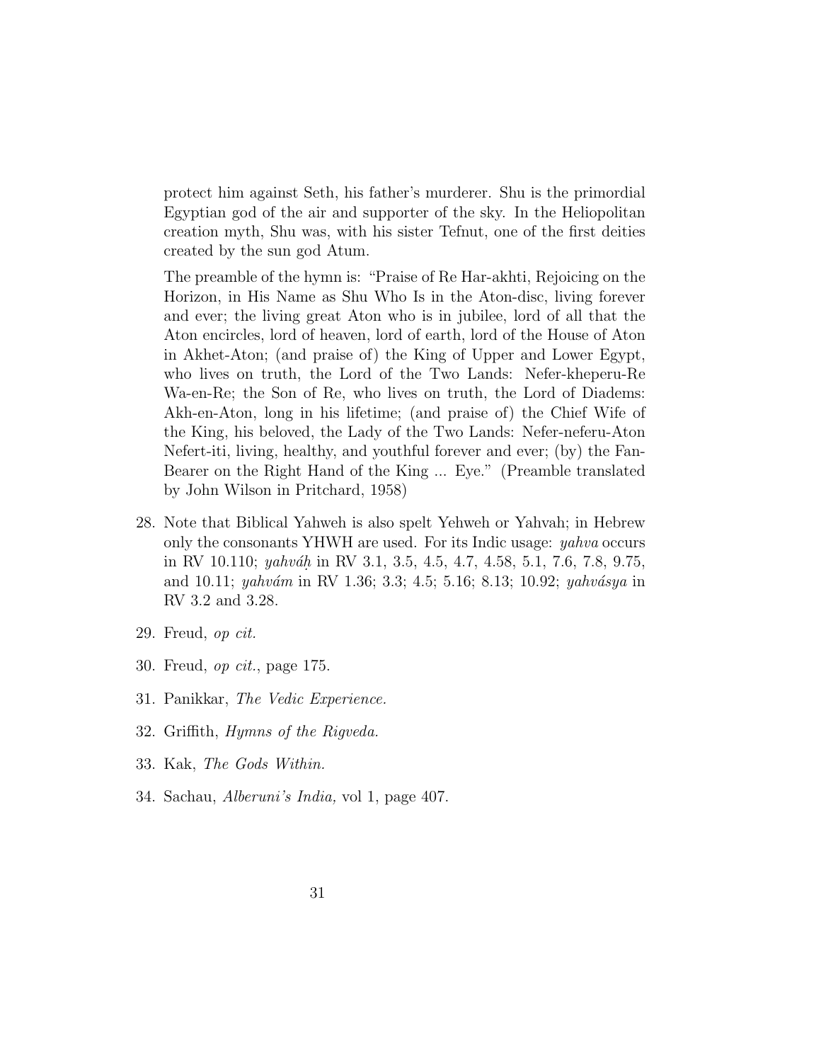protect him against Seth, his father's murderer. Shu is the primordial Egyptian god of the air and supporter of the sky. In the Heliopolitan creation myth, Shu was, with his sister Tefnut, one of the first deities created by the sun god Atum.

The preamble of the hymn is: "Praise of Re Har-akhti, Rejoicing on the Horizon, in His Name as Shu Who Is in the Aton-disc, living forever and ever; the living great Aton who is in jubilee, lord of all that the Aton encircles, lord of heaven, lord of earth, lord of the House of Aton in Akhet-Aton; (and praise of) the King of Upper and Lower Egypt, who lives on truth, the Lord of the Two Lands: Nefer-kheperu-Re Wa-en-Re; the Son of Re, who lives on truth, the Lord of Diadems: Akh-en-Aton, long in his lifetime; (and praise of) the Chief Wife of the King, his beloved, the Lady of the Two Lands: Nefer-neferu-Aton Nefert-iti, living, healthy, and youthful forever and ever; (by) the Fan-Bearer on the Right Hand of the King ... Eye." (Preamble translated by John Wilson in Pritchard, 1958)

28. Note that Biblical Yahweh is also spelt Yehweh or Yahvah; in Hebrew only the consonants YHWH are used. For its Indic usage: *yahva* occurs in RV 10.110; *yahváḥ* in RV 3.1, 3.5, 4.5, 4.7, 4.58, 5.1, 7.6, 7.8, 9.75, and 10.11; *yahvám* in RV 1.36; 3.3; 4.5; 5.16; 8.13; 10.92; *yahvásya* in RV 3.2 and 3.28.

29. Freud, *op cit.*

30. Freud, *op cit.*, page 175.

31. Panikkar, *The Vedic Experience.*

32. Griffith, *Hymns of the Rigveda.*

33. Kak, *The Gods Within.*

34. Sachau, *Alberuni's India,* vol 1, page 407.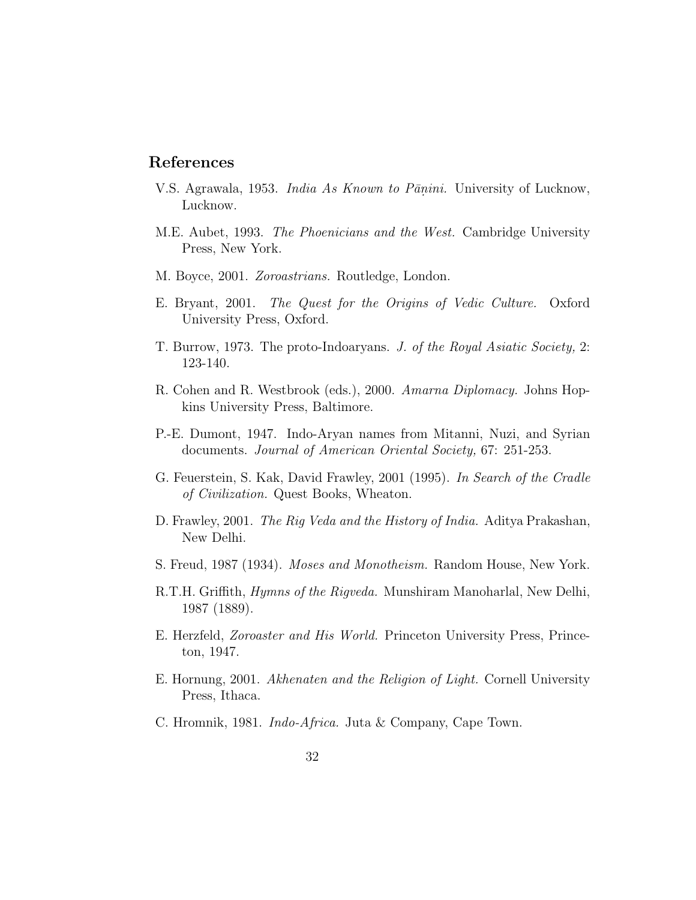## References

V.S. Agrawala, 1953. *India As Known to Pāṇini.* University of Lucknow, Lucknow.

M.E. Aubet, 1993. *The Phoenicians and the West.* Cambridge University Press, New York.

M. Boyce, 2001. *Zoroastrians.* Routledge, London.

E. Bryant, 2001. *The Quest for the Origins of Vedic Culture.* Oxford University Press, Oxford.

T. Burrow, 1973. The proto-Indoaryans. *J. of the Royal Asiatic Society,* 2: 123-140.

R. Cohen and R. Westbrook (eds.), 2000. *Amarna Diplomacy.* Johns Hopkins University Press, Baltimore.

P.-E. Dumont, 1947. Indo-Aryan names from Mitanni, Nuzi, and Syrian documents. *Journal of American Oriental Society,* 67: 251-253.

G. Feuerstein, S. Kak, David Frawley, 2001 (1995). *In Search of the Cradle of Civilization.* Quest Books, Wheaton.

D. Frawley, 2001. *The Rig Veda and the History of India.* Aditya Prakashan, New Delhi.

S. Freud, 1987 (1934). *Moses and Monotheism.* Random House, New York.

R.T.H. Griffith, *Hymns of the Rigveda.* Munshiram Manoharlal, New Delhi, 1987 (1889).

E. Herzfeld, *Zoroaster and His World.* Princeton University Press, Princeton, 1947.

E. Hornung, 2001. *Akhenaten and the Religion of Light.* Cornell University Press, Ithaca.

C. Hromnik, 1981. *Indo-Africa.* Juta & Company, Cape Town.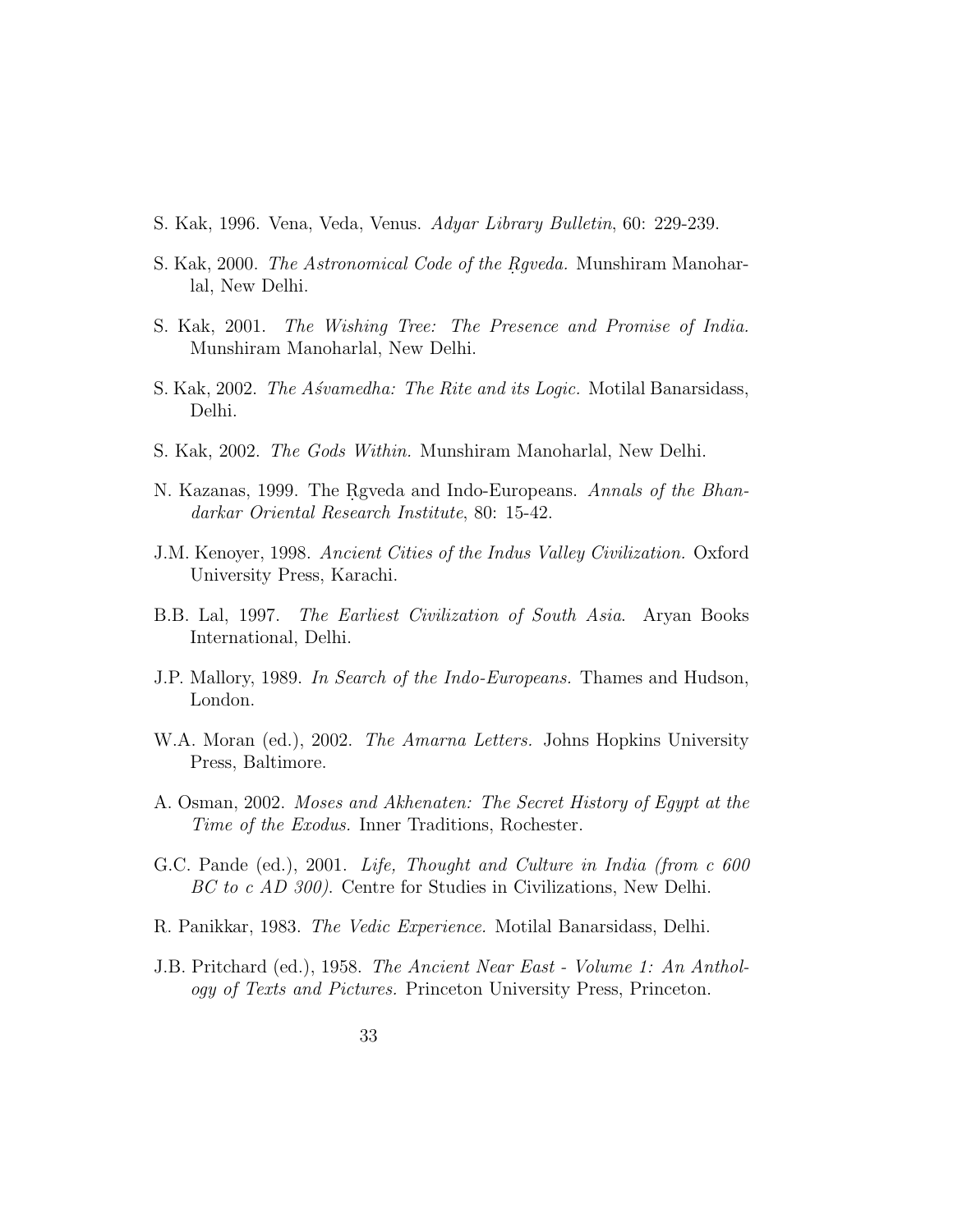S. Kak, 1996. Vena, Veda, Venus. *Adyar Library Bulletin*, 60: 229-239.

S. Kak, 2000. *The Astronomical Code of the Ṛgveda.* Munshiram Manoharlal, New Delhi.

S. Kak, 2001. *The Wishing Tree: The Presence and Promise of India.* Munshiram Manoharlal, New Delhi.

S. Kak, 2002. *The Aśvamedha: The Rite and its Logic.* Motilal Banarsidass, Delhi.

S. Kak, 2002. *The Gods Within.* Munshiram Manoharlal, New Delhi.

N. Kazanas, 1999. The Ṛgveda and Indo-Europeans. *Annals of the Bhandarkar Oriental Research Institute*, 80: 15-42.

J.M. Kenoyer, 1998. *Ancient Cities of the Indus Valley Civilization.* Oxford University Press, Karachi.

B.B. Lal, 1997. *The Earliest Civilization of South Asia*. Aryan Books International, Delhi.

J.P. Mallory, 1989. *In Search of the Indo-Europeans.* Thames and Hudson, London.

W.A. Moran (ed.), 2002. *The Amarna Letters.* Johns Hopkins University Press, Baltimore.

A. Osman, 2002. *Moses and Akhenaten: The Secret History of Egypt at the Time of the Exodus.* Inner Traditions, Rochester.

G.C. Pande (ed.), 2001. *Life, Thought and Culture in India (from c 600 BC to c AD 300).* Centre for Studies in Civilizations, New Delhi.

R. Panikkar, 1983. *The Vedic Experience.* Motilal Banarsidass, Delhi.

J.B. Pritchard (ed.), 1958. *The Ancient Near East - Volume 1: An Anthology of Texts and Pictures.* Princeton University Press, Princeton.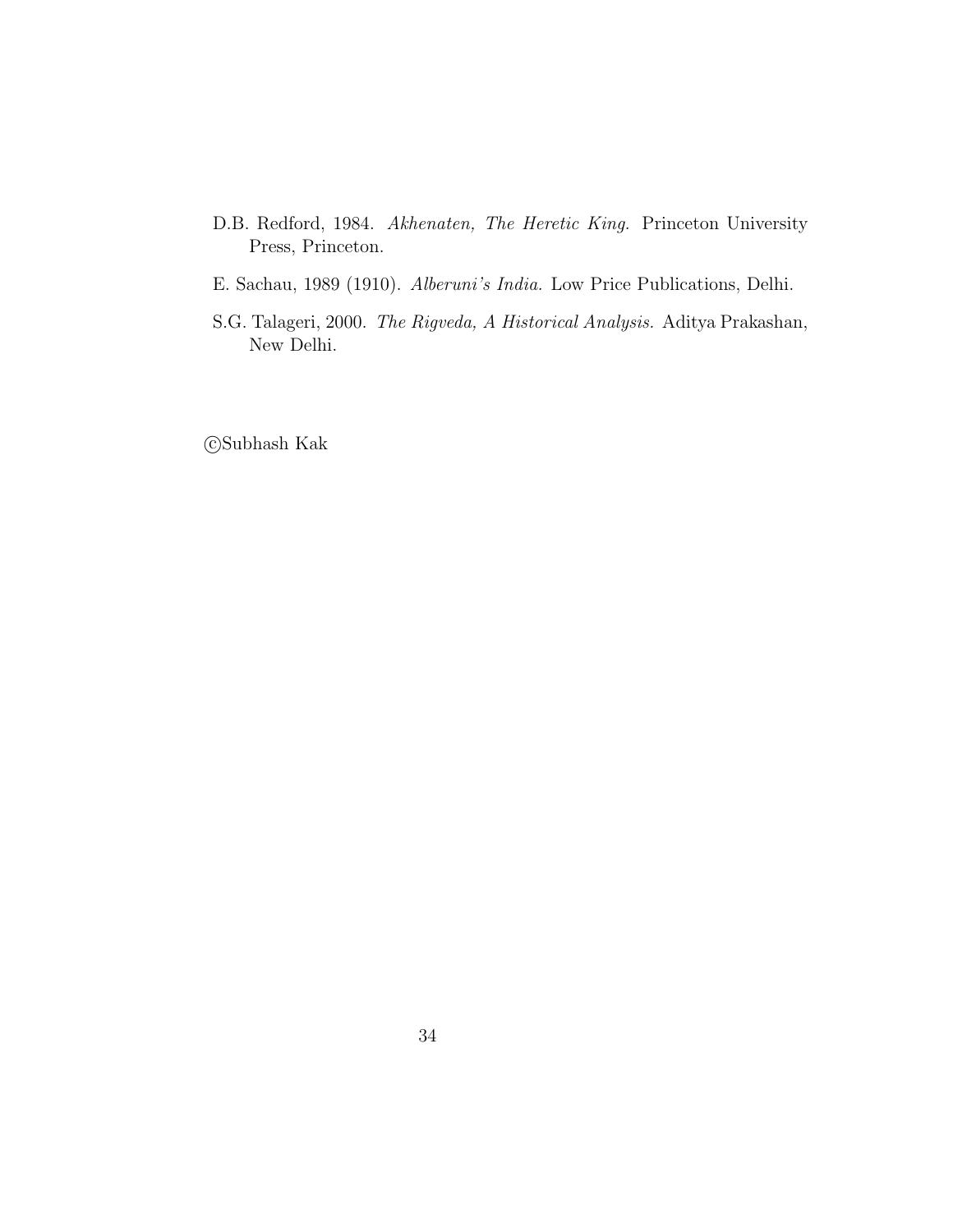D.B. Redford, 1984. *Akhenaten, The Heretic King.* Princeton University Press, Princeton.

E. Sachau, 1989 (1910). *Alberuni's India.* Low Price Publications, Delhi.

S.G. Talageri, 2000. *The Rigveda, A Historical Analysis.* Aditya Prakashan, New Delhi.

©Subhash Kak